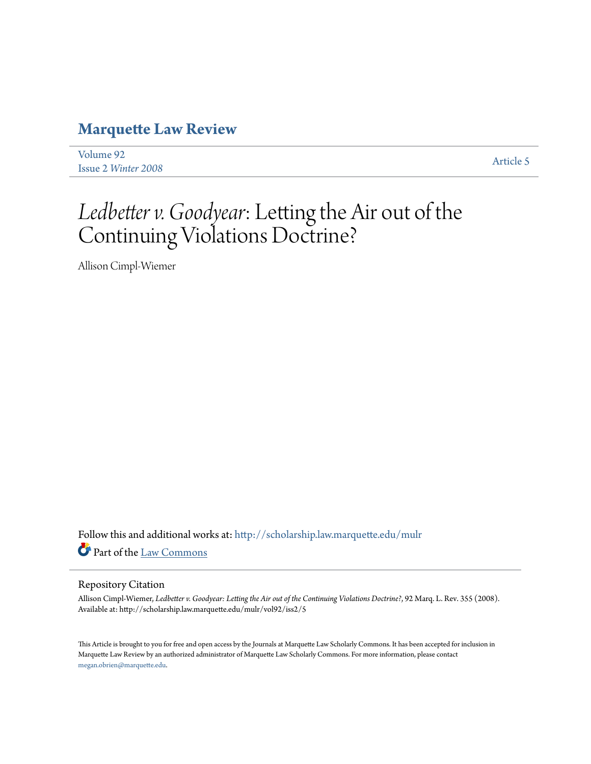# Marquette Law Review

Volume 92
Issue 2 *Winter 2008*

Article 5

# *Ledbetter v. Goodyear*: Letting the Air out of the Continuing Violations Doctrine?

Allison Cimpl-Wiemer

Follow this and additional works at: http://scholarship.law.marquette.edu/mulr

Part of the Law Commons

## Repository Citation

Allison Cimpl-Wiemer, *Ledbetter v. Goodyear: Letting the Air out of the Continuing Violations Doctrine?*, 92 Marq. L. Rev. 355 (2008).
Available at: http://scholarship.law.marquette.edu/mulr/vol92/iss2/5

This Article is brought to you for free and open access by the Journals at Marquette Law Scholarly Commons. It has been accepted for inclusion in Marquette Law Review by an authorized administrator of Marquette Law Scholarly Commons. For more information, please contact megan.obrien@marquette.edu.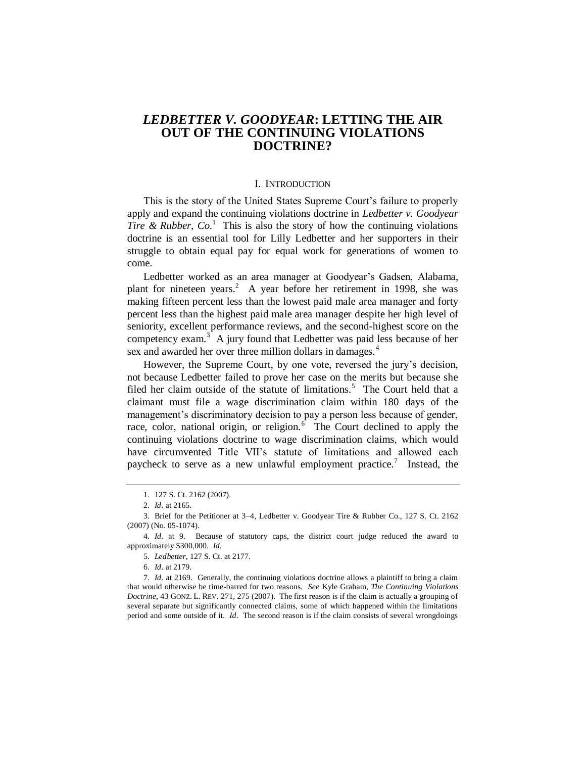# *LEDBETTER V. GOODYEAR*: LETTING THE AIR OUT OF THE CONTINUING VIOLATIONS DOCTRINE?

## I. INTRODUCTION

This is the story of the United States Supreme Court's failure to properly apply and expand the continuing violations doctrine in *Ledbetter v. Goodyear Tire & Rubber, Co.*[1] This is also the story of how the continuing violations doctrine is an essential tool for Lilly Ledbetter and her supporters in their struggle to obtain equal pay for equal work for generations of women to come.

Ledbetter worked as an area manager at Goodyear's Gadsen, Alabama, plant for nineteen years.[2] A year before her retirement in 1998, she was making fifteen percent less than the lowest paid male area manager and forty percent less than the highest paid male area manager despite her high level of seniority, excellent performance reviews, and the second-highest score on the competency exam.[3] A jury found that Ledbetter was paid less because of her sex and awarded her over three million dollars in damages.[4]

However, the Supreme Court, by one vote, reversed the jury's decision, not because Ledbetter failed to prove her case on the merits but because she filed her claim outside of the statute of limitations.[5] The Court held that a claimant must file a wage discrimination claim within 180 days of the management's discriminatory decision to pay a person less because of gender, race, color, national origin, or religion.[6] The Court declined to apply the continuing violations doctrine to wage discrimination claims, which would have circumvented Title VII's statute of limitations and allowed each paycheck to serve as a new unlawful employment practice.[7] Instead, the

---

1. 127 S. Ct. 2162 (2007).

2. *Id*. at 2165.

3. Brief for the Petitioner at 3–4, Ledbetter v. Goodyear Tire & Rubber Co., 127 S. Ct. 2162 (2007) (No. 05-1074).

4. *Id*. at 9. Because of statutory caps, the district court judge reduced the award to approximately $300,000. *Id.*

5. *Ledbetter*, 127 S. Ct. at 2177.

6. *Id*. at 2179.

7. *Id*. at 2169. Generally, the continuing violations doctrine allows a plaintiff to bring a claim that would otherwise be time-barred for two reasons. *See* Kyle Graham, *The Continuing Violations Doctrine*, 43 GONZ. L. REV. 271, 275 (2007). The first reason is if the claim is actually a grouping of several separate but significantly connected claims, some of which happened within the limitations period and some outside of it. *Id*. The second reason is if the claim consists of several wrongdoings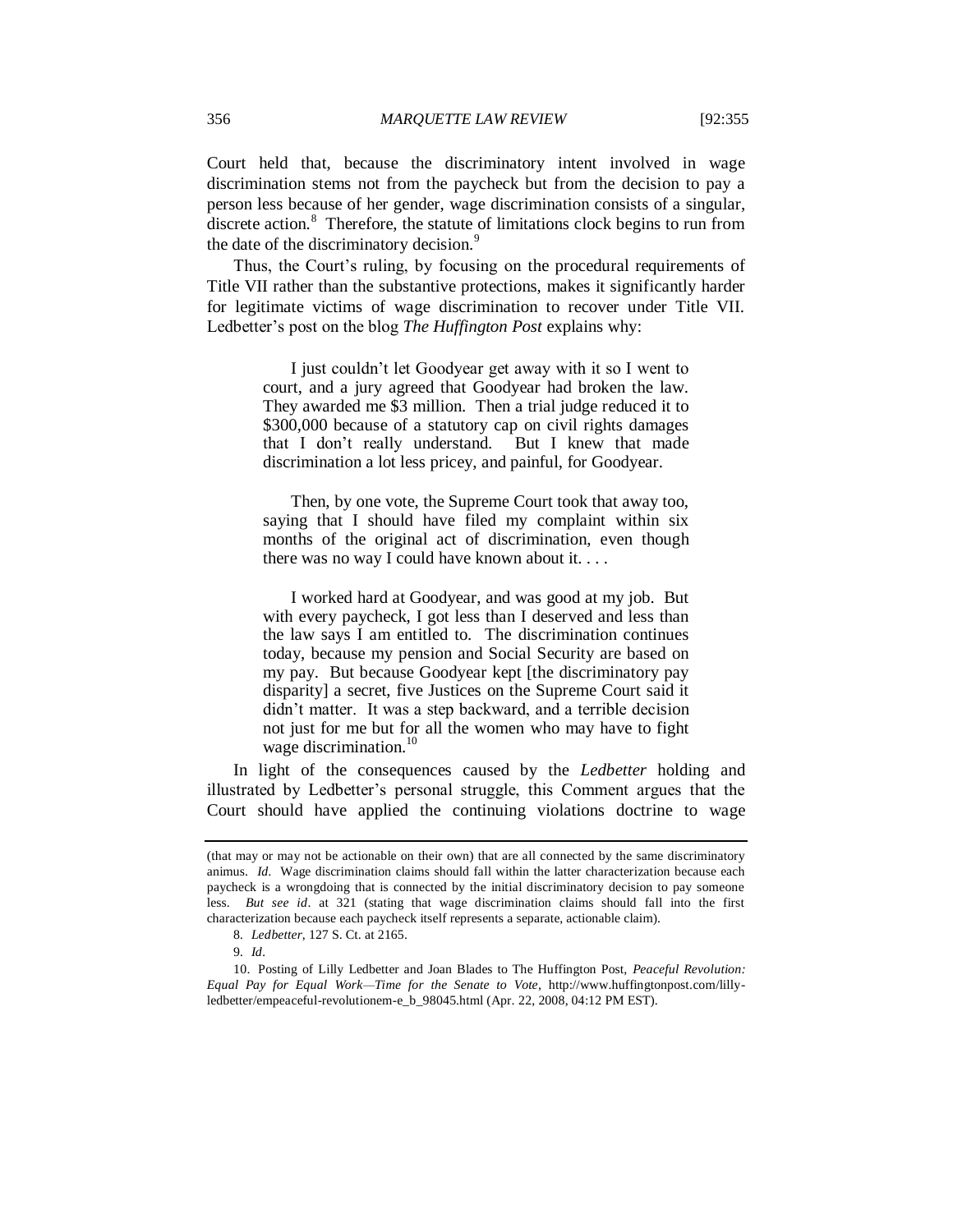Court held that, because the discriminatory intent involved in wage discrimination stems not from the paycheck but from the decision to pay a person less because of her gender, wage discrimination consists of a singular, discrete action.[8] Therefore, the statute of limitations clock begins to run from the date of the discriminatory decision.[9]

Thus, the Court's ruling, by focusing on the procedural requirements of Title VII rather than the substantive protections, makes it significantly harder for legitimate victims of wage discrimination to recover under Title VII. Ledbetter's post on the blog *The Huffington Post* explains why:

> I just couldn't let Goodyear get away with it so I went to court, and a jury agreed that Goodyear had broken the law. They awarded me $3 million. Then a trial judge reduced it to $300,000 because of a statutory cap on civil rights damages that I don't really understand. But I knew that made discrimination a lot less pricey, and painful, for Goodyear.
>
> Then, by one vote, the Supreme Court took that away too, saying that I should have filed my complaint within six months of the original act of discrimination, even though there was no way I could have known about it. . . .
>
> I worked hard at Goodyear, and was good at my job. But with every paycheck, I got less than I deserved and less than the law says I am entitled to. The discrimination continues today, because my pension and Social Security are based on my pay. But because Goodyear kept [the discriminatory pay disparity] a secret, five Justices on the Supreme Court said it didn't matter. It was a step backward, and a terrible decision not just for me but for all the women who may have to fight wage discrimination.[10]

In light of the consequences caused by the *Ledbetter* holding and illustrated by Ledbetter's personal struggle, this Comment argues that the Court should have applied the continuing violations doctrine to wage

---

(that may or may not be actionable on their own) that are all connected by the same discriminatory animus. *Id*. Wage discrimination claims should fall within the latter characterization because each paycheck is a wrongdoing that is connected by the initial discriminatory decision to pay someone less. *But see id*. at 321 (stating that wage discrimination claims should fall into the first characterization because each paycheck itself represents a separate, actionable claim).

8. *Ledbetter*, 127 S. Ct. at 2165.

9. *Id*.

10. Posting of Lilly Ledbetter and Joan Blades to The Huffington Post, *Peaceful Revolution: Equal Pay for Equal Work—Time for the Senate to Vote*, http://www.huffingtonpost.com/lilly-ledbetter/empeaceful-revolutionem-e_b_98045.html (Apr. 22, 2008, 04:12 PM EST).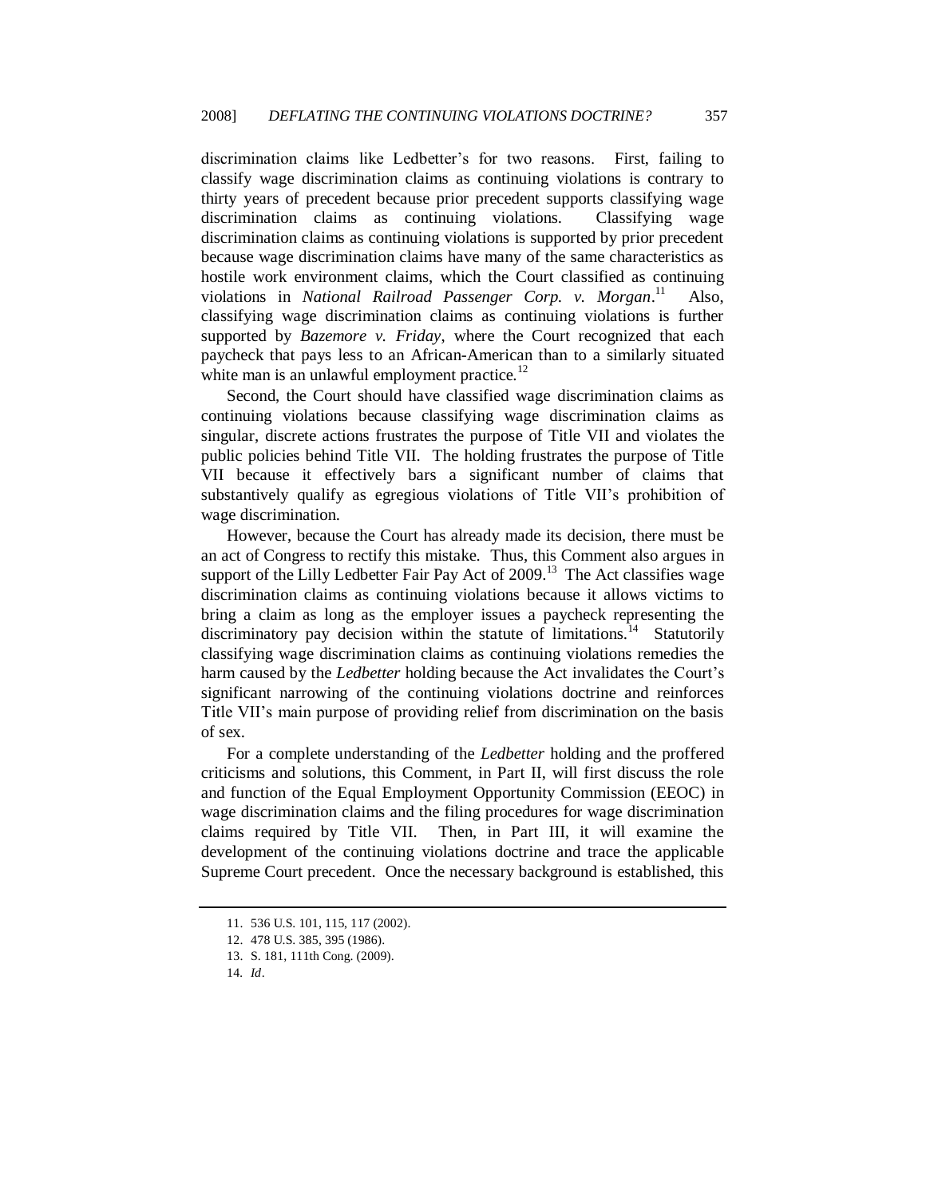discrimination claims like Ledbetter's for two reasons. First, failing to classify wage discrimination claims as continuing violations is contrary to thirty years of precedent because prior precedent supports classifying wage discrimination claims as continuing violations. Classifying wage discrimination claims as continuing violations is supported by prior precedent because wage discrimination claims have many of the same characteristics as hostile work environment claims, which the Court classified as continuing violations in *National Railroad Passenger Corp. v. Morgan*.[11] Also, classifying wage discrimination claims as continuing violations is further supported by *Bazemore v. Friday*, where the Court recognized that each paycheck that pays less to an African-American than to a similarly situated white man is an unlawful employment practice.[12]

Second, the Court should have classified wage discrimination claims as continuing violations because classifying wage discrimination claims as singular, discrete actions frustrates the purpose of Title VII and violates the public policies behind Title VII. The holding frustrates the purpose of Title VII because it effectively bars a significant number of claims that substantively qualify as egregious violations of Title VII's prohibition of wage discrimination.

However, because the Court has already made its decision, there must be an act of Congress to rectify this mistake. Thus, this Comment also argues in support of the Lilly Ledbetter Fair Pay Act of 2009.[13] The Act classifies wage discrimination claims as continuing violations because it allows victims to bring a claim as long as the employer issues a paycheck representing the discriminatory pay decision within the statute of limitations.[14] Statutorily classifying wage discrimination claims as continuing violations remedies the harm caused by the *Ledbetter* holding because the Act invalidates the Court's significant narrowing of the continuing violations doctrine and reinforces Title VII's main purpose of providing relief from discrimination on the basis of sex.

For a complete understanding of the *Ledbetter* holding and the proffered criticisms and solutions, this Comment, in Part II, will first discuss the role and function of the Equal Employment Opportunity Commission (EEOC) in wage discrimination claims and the filing procedures for wage discrimination claims required by Title VII. Then, in Part III, it will examine the development of the continuing violations doctrine and trace the applicable Supreme Court precedent. Once the necessary background is established, this

---

11. 536 U.S. 101, 115, 117 (2002).
12. 478 U.S. 385, 395 (1986).
13. S. 181, 111th Cong. (2009).
14. *Id*.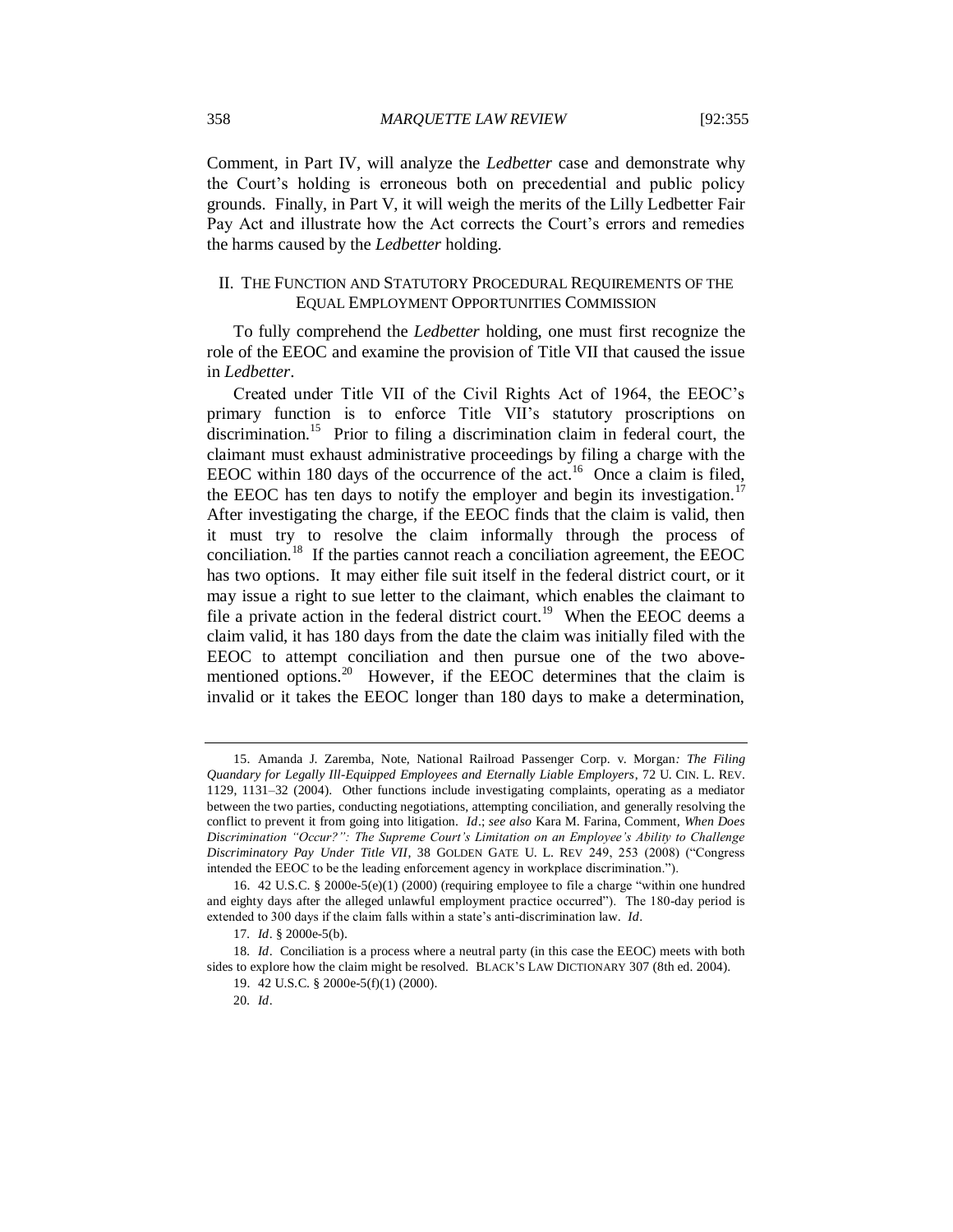Comment, in Part IV, will analyze the *Ledbetter* case and demonstrate why the Court's holding is erroneous both on precedential and public policy grounds. Finally, in Part V, it will weigh the merits of the Lilly Ledbetter Fair Pay Act and illustrate how the Act corrects the Court's errors and remedies the harms caused by the *Ledbetter* holding.

## II. THE FUNCTION AND STATUTORY PROCEDURAL REQUIREMENTS OF THE EQUAL EMPLOYMENT OPPORTUNITIES COMMISSION

To fully comprehend the *Ledbetter* holding, one must first recognize the role of the EEOC and examine the provision of Title VII that caused the issue in *Ledbetter*.

Created under Title VII of the Civil Rights Act of 1964, the EEOC's primary function is to enforce Title VII's statutory proscriptions on discrimination.[15] Prior to filing a discrimination claim in federal court, the claimant must exhaust administrative proceedings by filing a charge with the EEOC within 180 days of the occurrence of the act.[16] Once a claim is filed, the EEOC has ten days to notify the employer and begin its investigation.[17] After investigating the charge, if the EEOC finds that the claim is valid, then it must try to resolve the claim informally through the process of conciliation.[18] If the parties cannot reach a conciliation agreement, the EEOC has two options. It may either file suit itself in the federal district court, or it may issue a right to sue letter to the claimant, which enables the claimant to file a private action in the federal district court.[19] When the EEOC deems a claim valid, it has 180 days from the date the claim was initially filed with the EEOC to attempt conciliation and then pursue one of the two above-mentioned options.[20] However, if the EEOC determines that the claim is invalid or it takes the EEOC longer than 180 days to make a determination,

---

15. Amanda J. Zaremba, Note, National Railroad Passenger Corp. v. Morgan*: The Filing Quandary for Legally Ill-Equipped Employees and Eternally Liable Employers*, 72 U. CIN. L. REV. 1129, 1131–32 (2004). Other functions include investigating complaints, operating as a mediator between the two parties, conducting negotiations, attempting conciliation, and generally resolving the conflict to prevent it from going into litigation. *Id*.; *see also* Kara M. Farina, Comment, *When Does Discrimination "Occur?": The Supreme Court's Limitation on an Employee's Ability to Challenge Discriminatory Pay Under Title VII*, 38 GOLDEN GATE U. L. REV 249, 253 (2008) ("Congress intended the EEOC to be the leading enforcement agency in workplace discrimination.").

16. 42 U.S.C. § 2000e-5(e)(1) (2000) (requiring employee to file a charge "within one hundred and eighty days after the alleged unlawful employment practice occurred"). The 180-day period is extended to 300 days if the claim falls within a state's anti-discrimination law. *Id*.

17. *Id*. § 2000e-5(b).

18. *Id*. Conciliation is a process where a neutral party (in this case the EEOC) meets with both sides to explore how the claim might be resolved. BLACK'S LAW DICTIONARY 307 (8th ed. 2004).

19. 42 U.S.C. § 2000e-5(f)(1) (2000).

20. *Id*.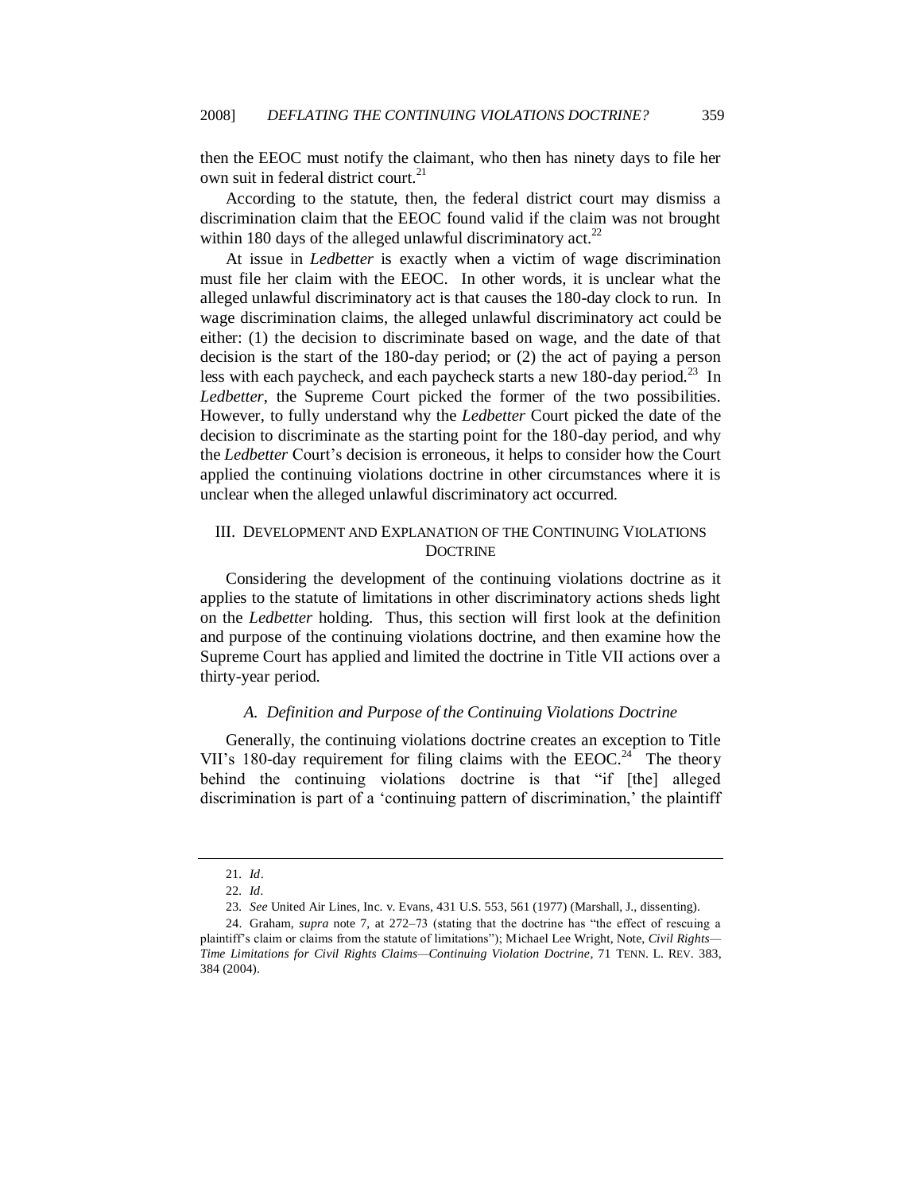then the EEOC must notify the claimant, who then has ninety days to file her own suit in federal district court.[21]

According to the statute, then, the federal district court may dismiss a discrimination claim that the EEOC found valid if the claim was not brought within 180 days of the alleged unlawful discriminatory act.[22]

At issue in *Ledbetter* is exactly when a victim of wage discrimination must file her claim with the EEOC. In other words, it is unclear what the alleged unlawful discriminatory act is that causes the 180-day clock to run. In wage discrimination claims, the alleged unlawful discriminatory act could be either: (1) the decision to discriminate based on wage, and the date of that decision is the start of the 180-day period; or (2) the act of paying a person less with each paycheck, and each paycheck starts a new 180-day period.[23] In *Ledbetter*, the Supreme Court picked the former of the two possibilities. However, to fully understand why the *Ledbetter* Court picked the date of the decision to discriminate as the starting point for the 180-day period, and why the *Ledbetter* Court's decision is erroneous, it helps to consider how the Court applied the continuing violations doctrine in other circumstances where it is unclear when the alleged unlawful discriminatory act occurred.

## III. Development and Explanation of the Continuing Violations Doctrine

Considering the development of the continuing violations doctrine as it applies to the statute of limitations in other discriminatory actions sheds light on the *Ledbetter* holding. Thus, this section will first look at the definition and purpose of the continuing violations doctrine, and then examine how the Supreme Court has applied and limited the doctrine in Title VII actions over a thirty-year period.

### *A. Definition and Purpose of the Continuing Violations Doctrine*

Generally, the continuing violations doctrine creates an exception to Title VII's 180-day requirement for filing claims with the EEOC.[24] The theory behind the continuing violations doctrine is that "if [the] alleged discrimination is part of a 'continuing pattern of discrimination,' the plaintiff

---

21. *Id*.

22. *Id*.

23. *See* United Air Lines, Inc. v. Evans, 431 U.S. 553, 561 (1977) (Marshall, J., dissenting).

24. Graham, *supra* note 7, at 272–73 (stating that the doctrine has "the effect of rescuing a plaintiff's claim or claims from the statute of limitations"); Michael Lee Wright, Note, *Civil Rights—Time Limitations for Civil Rights Claims—Continuing Violation Doctrine*, 71 TENN. L. REV. 383, 384 (2004).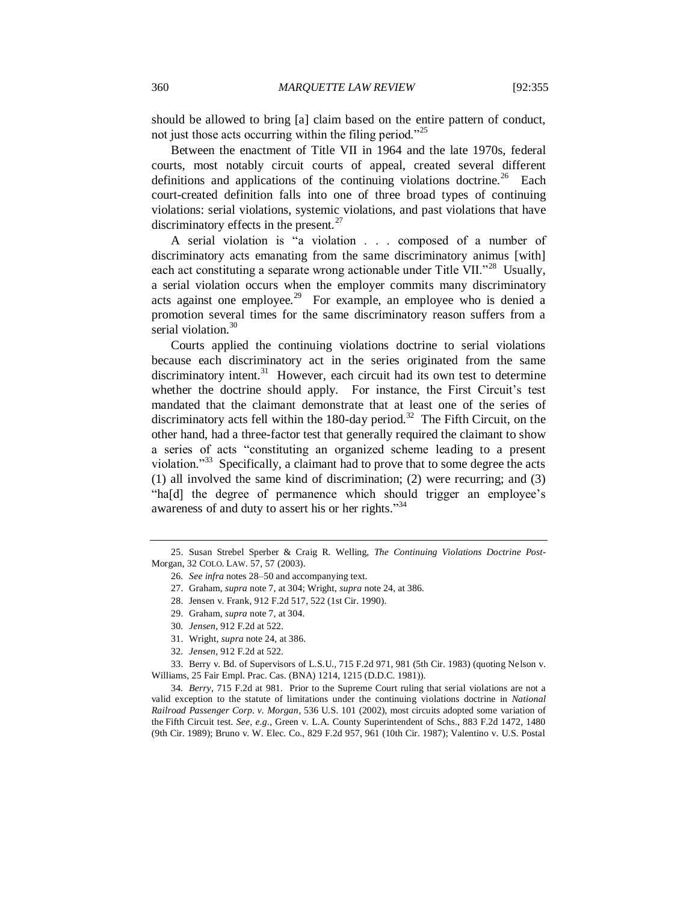should be allowed to bring [a] claim based on the entire pattern of conduct, not just those acts occurring within the filing period."[25]

Between the enactment of Title VII in 1964 and the late 1970s, federal courts, most notably circuit courts of appeal, created several different definitions and applications of the continuing violations doctrine.[26] Each court-created definition falls into one of three broad types of continuing violations: serial violations, systemic violations, and past violations that have discriminatory effects in the present.[27]

A serial violation is "a violation . . . composed of a number of discriminatory acts emanating from the same discriminatory animus [with] each act constituting a separate wrong actionable under Title VII."[28] Usually, a serial violation occurs when the employer commits many discriminatory acts against one employee.[29] For example, an employee who is denied a promotion several times for the same discriminatory reason suffers from a serial violation.[30]

Courts applied the continuing violations doctrine to serial violations because each discriminatory act in the series originated from the same discriminatory intent.[31] However, each circuit had its own test to determine whether the doctrine should apply. For instance, the First Circuit's test mandated that the claimant demonstrate that at least one of the series of discriminatory acts fell within the 180-day period.[32] The Fifth Circuit, on the other hand, had a three-factor test that generally required the claimant to show a series of acts "constituting an organized scheme leading to a present violation."[33] Specifically, a claimant had to prove that to some degree the acts (1) all involved the same kind of discrimination; (2) were recurring; and (3) "ha[d] the degree of permanence which should trigger an employee's awareness of and duty to assert his or her rights."[34]

---

25. Susan Strebel Sperber & Craig R. Welling, *The Continuing Violations Doctrine Post-*Morgan, 32 COLO. LAW. 57, 57 (2003).

26. *See infra* notes 28–50 and accompanying text.

27. Graham, *supra* note 7, at 304; Wright, *supra* note 24, at 386.

28. Jensen v. Frank, 912 F.2d 517, 522 (1st Cir. 1990).

29. Graham, *supra* note 7, at 304.

30. *Jensen*, 912 F.2d at 522.

31. Wright, *supra* note 24, at 386.

32. *Jensen*, 912 F.2d at 522.

33. Berry v. Bd. of Supervisors of L.S.U., 715 F.2d 971, 981 (5th Cir. 1983) (quoting Nelson v. Williams, 25 Fair Empl. Prac. Cas. (BNA) 1214, 1215 (D.D.C. 1981)).

34. *Berry*, 715 F.2d at 981. Prior to the Supreme Court ruling that serial violations are not a valid exception to the statute of limitations under the continuing violations doctrine in *National Railroad Passenger Corp. v. Morgan*, 536 U.S. 101 (2002), most circuits adopted some variation of the Fifth Circuit test. *See, e.g.*, Green v. L.A. County Superintendent of Schs., 883 F.2d 1472, 1480 (9th Cir. 1989); Bruno v. W. Elec. Co., 829 F.2d 957, 961 (10th Cir. 1987); Valentino v. U.S. Postal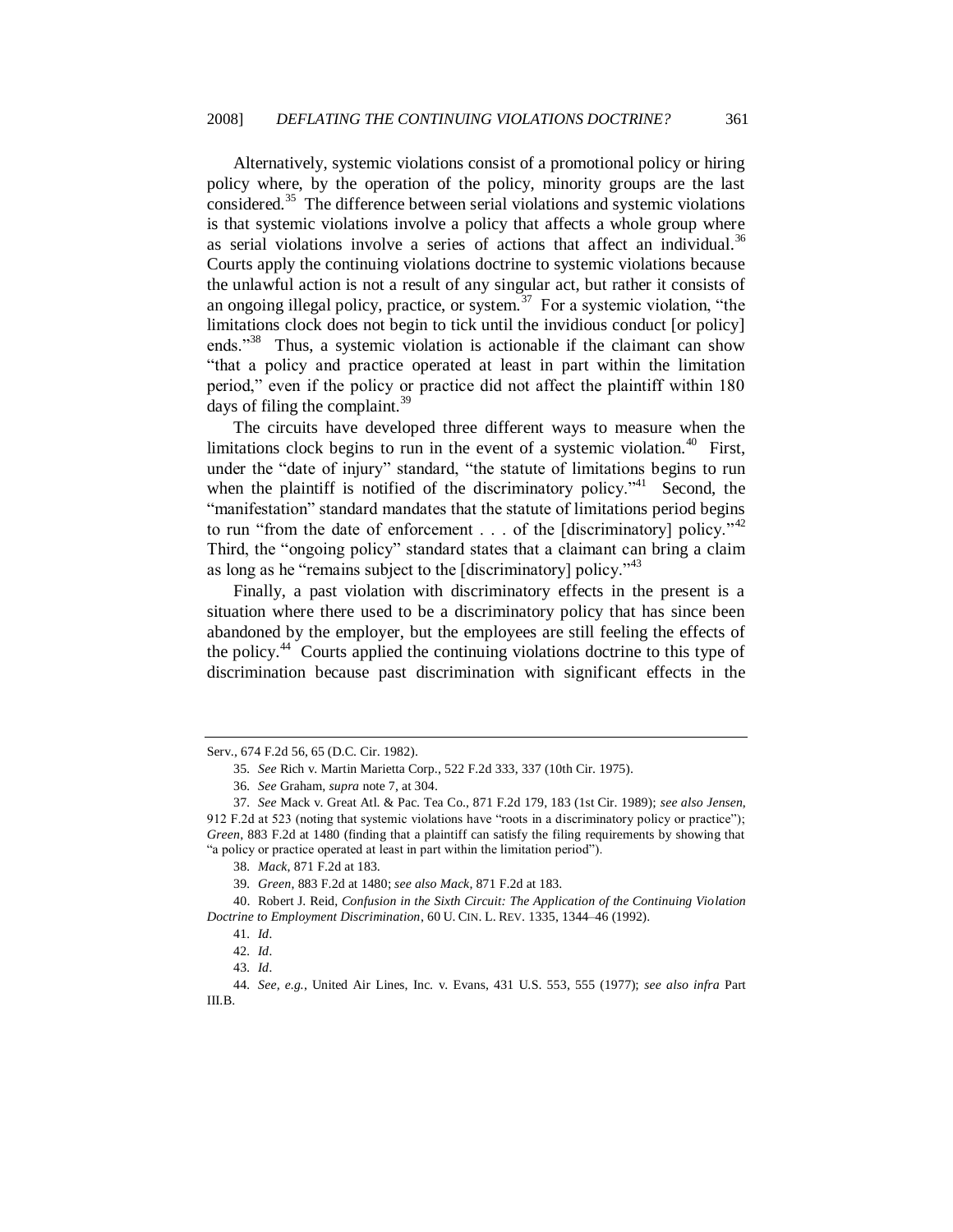Alternatively, systemic violations consist of a promotional policy or hiring policy where, by the operation of the policy, minority groups are the last considered.[35] The difference between serial violations and systemic violations is that systemic violations involve a policy that affects a whole group where as serial violations involve a series of actions that affect an individual.[36] Courts apply the continuing violations doctrine to systemic violations because the unlawful action is not a result of any singular act, but rather it consists of an ongoing illegal policy, practice, or system.[37] For a systemic violation, "the limitations clock does not begin to tick until the invidious conduct [or policy] ends."[38] Thus, a systemic violation is actionable if the claimant can show "that a policy and practice operated at least in part within the limitation period," even if the policy or practice did not affect the plaintiff within 180 days of filing the complaint.[39]

The circuits have developed three different ways to measure when the limitations clock begins to run in the event of a systemic violation.[40] First, under the "date of injury" standard, "the statute of limitations begins to run when the plaintiff is notified of the discriminatory policy."[41] Second, the "manifestation" standard mandates that the statute of limitations period begins to run "from the date of enforcement . . . of the [discriminatory] policy."[42] Third, the "ongoing policy" standard states that a claimant can bring a claim as long as he "remains subject to the [discriminatory] policy."[43]

Finally, a past violation with discriminatory effects in the present is a situation where there used to be a discriminatory policy that has since been abandoned by the employer, but the employees are still feeling the effects of the policy.[44] Courts applied the continuing violations doctrine to this type of discrimination because past discrimination with significant effects in the

---

Serv., 674 F.2d 56, 65 (D.C. Cir. 1982).

35. *See* Rich v. Martin Marietta Corp., 522 F.2d 333, 337 (10th Cir. 1975).

36. *See* Graham, *supra* note 7, at 304.

37. *See* Mack v. Great Atl. & Pac. Tea Co., 871 F.2d 179, 183 (1st Cir. 1989); *see also Jensen*, 912 F.2d at 523 (noting that systemic violations have "roots in a discriminatory policy or practice"); *Green*, 883 F.2d at 1480 (finding that a plaintiff can satisfy the filing requirements by showing that "a policy or practice operated at least in part within the limitation period").

38. *Mack*, 871 F.2d at 183.

39. *Green*, 883 F.2d at 1480; *see also Mack*, 871 F.2d at 183.

40. Robert J. Reid, *Confusion in the Sixth Circuit: The Application of the Continuing Violation Doctrine to Employment Discrimination*, 60 U. CIN. L. REV. 1335, 1344–46 (1992).

41. *Id*.

42. *Id*.

43. *Id*.

44. *See, e.g.*, United Air Lines, Inc. v. Evans, 431 U.S. 553, 555 (1977); *see also infra* Part III.B.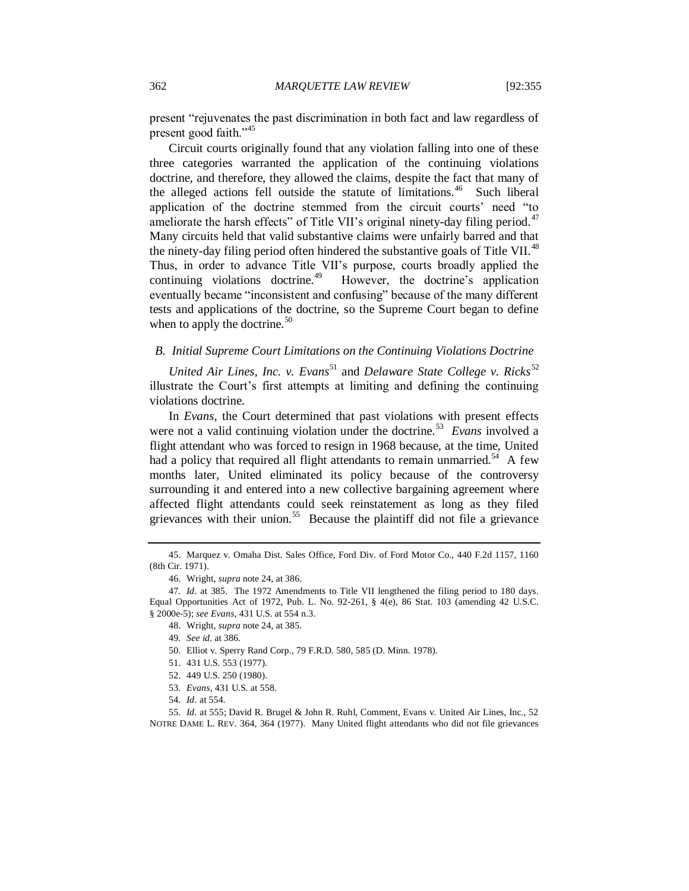present "rejuvenates the past discrimination in both fact and law regardless of present good faith."[45]

Circuit courts originally found that any violation falling into one of these three categories warranted the application of the continuing violations doctrine, and therefore, they allowed the claims, despite the fact that many of the alleged actions fell outside the statute of limitations.[46] Such liberal application of the doctrine stemmed from the circuit courts' need "to ameliorate the harsh effects" of Title VII's original ninety-day filing period.[47] Many circuits held that valid substantive claims were unfairly barred and that the ninety-day filing period often hindered the substantive goals of Title VII.[48] Thus, in order to advance Title VII's purpose, courts broadly applied the continuing violations doctrine.[49] However, the doctrine's application eventually became "inconsistent and confusing" because of the many different tests and applications of the doctrine, so the Supreme Court began to define when to apply the doctrine.[50]

### *B. Initial Supreme Court Limitations on the Continuing Violations Doctrine*

*United Air Lines, Inc. v. Evans*[51] and *Delaware State College v. Ricks*[52] illustrate the Court's first attempts at limiting and defining the continuing violations doctrine.

In *Evans*, the Court determined that past violations with present effects were not a valid continuing violation under the doctrine.[53] *Evans* involved a flight attendant who was forced to resign in 1968 because, at the time, United had a policy that required all flight attendants to remain unmarried.[54] A few months later, United eliminated its policy because of the controversy surrounding it and entered into a new collective bargaining agreement where affected flight attendants could seek reinstatement as long as they filed grievances with their union.[55] Because the plaintiff did not file a grievance

---

45. Marquez v. Omaha Dist. Sales Office, Ford Div. of Ford Motor Co., 440 F.2d 1157, 1160 (8th Cir. 1971).

46. Wright, *supra* note 24, at 386.

47. *Id*. at 385. The 1972 Amendments to Title VII lengthened the filing period to 180 days. Equal Opportunities Act of 1972, Pub. L. No. 92-261, § 4(e), 86 Stat. 103 (amending 42 U.S.C. § 2000e-5); *see Evans*, 431 U.S. at 554 n.3.

48. Wright, *supra* note 24, at 385.

49. *See id*. at 386.

50. Elliot v. Sperry Rand Corp., 79 F.R.D. 580, 585 (D. Minn. 1978).

51. 431 U.S. 553 (1977).

52. 449 U.S. 250 (1980).

53. *Evans*, 431 U.S. at 558.

54. *Id*. at 554.

55. *Id*. at 555; David R. Brugel & John R. Ruhl, Comment, Evans v. United Air Lines, Inc., 52 NOTRE DAME L. REV. 364, 364 (1977). Many United flight attendants who did not file grievances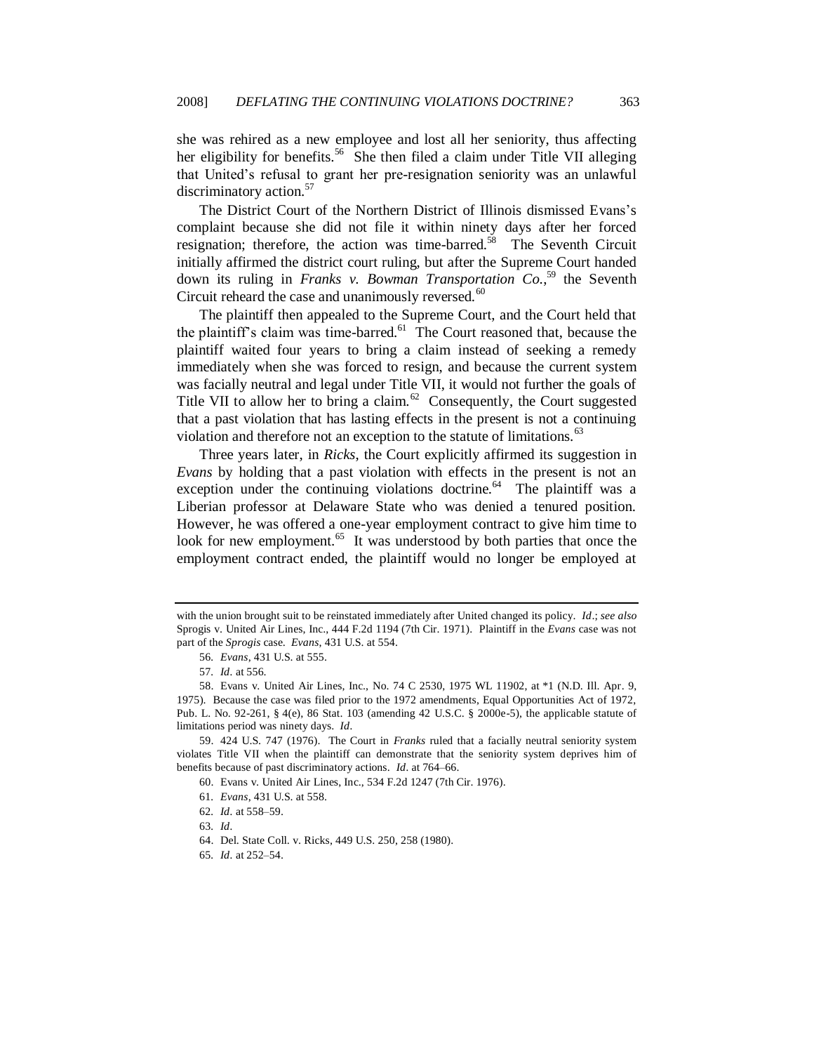she was rehired as a new employee and lost all her seniority, thus affecting her eligibility for benefits.[56] She then filed a claim under Title VII alleging that United's refusal to grant her pre-resignation seniority was an unlawful discriminatory action.[57]

The District Court of the Northern District of Illinois dismissed Evans's complaint because she did not file it within ninety days after her forced resignation; therefore, the action was time-barred.[58] The Seventh Circuit initially affirmed the district court ruling, but after the Supreme Court handed down its ruling in *Franks v. Bowman Transportation Co.*,[59] the Seventh Circuit reheard the case and unanimously reversed.[60]

The plaintiff then appealed to the Supreme Court, and the Court held that the plaintiff's claim was time-barred.[61] The Court reasoned that, because the plaintiff waited four years to bring a claim instead of seeking a remedy immediately when she was forced to resign, and because the current system was facially neutral and legal under Title VII, it would not further the goals of Title VII to allow her to bring a claim.[62] Consequently, the Court suggested that a past violation that has lasting effects in the present is not a continuing violation and therefore not an exception to the statute of limitations.[63]

Three years later, in *Ricks*, the Court explicitly affirmed its suggestion in *Evans* by holding that a past violation with effects in the present is not an exception under the continuing violations doctrine.[64] The plaintiff was a Liberian professor at Delaware State who was denied a tenured position. However, he was offered a one-year employment contract to give him time to look for new employment.[65] It was understood by both parties that once the employment contract ended, the plaintiff would no longer be employed at

---

with the union brought suit to be reinstated immediately after United changed its policy. *Id*.; *see also* Sprogis v. United Air Lines, Inc., 444 F.2d 1194 (7th Cir. 1971). Plaintiff in the *Evans* case was not part of the *Sprogis* case. *Evans*, 431 U.S. at 554.

56. *Evans*, 431 U.S. at 555.

57. *Id*. at 556.

58. Evans v. United Air Lines, Inc., No. 74 C 2530, 1975 WL 11902, at *1 (N.D. Ill. Apr. 9, 1975). Because the case was filed prior to the 1972 amendments, Equal Opportunities Act of 1972, Pub. L. No. 92-261, § 4(e), 86 Stat. 103 (amending 42 U.S.C. § 2000e-5), the applicable statute of limitations period was ninety days. *Id*.

59. 424 U.S. 747 (1976). The Court in *Franks* ruled that a facially neutral seniority system violates Title VII when the plaintiff can demonstrate that the seniority system deprives him of benefits because of past discriminatory actions. *Id*. at 764–66.

60. Evans v. United Air Lines, Inc., 534 F.2d 1247 (7th Cir. 1976).

61. *Evans*, 431 U.S. at 558.

62. *Id*. at 558–59.

63. *Id*.

64. Del. State Coll. v. Ricks, 449 U.S. 250, 258 (1980).

65. *Id*. at 252–54.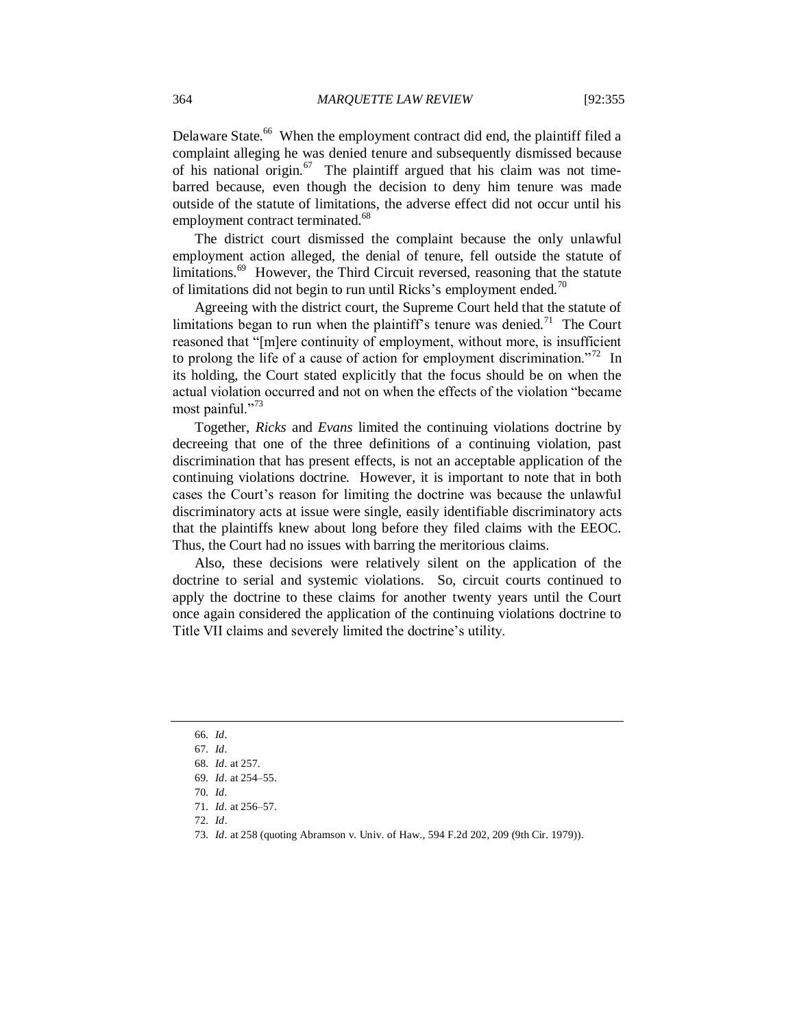Delaware State.[66] When the employment contract did end, the plaintiff filed a complaint alleging he was denied tenure and subsequently dismissed because of his national origin.[67] The plaintiff argued that his claim was not time-barred because, even though the decision to deny him tenure was made outside of the statute of limitations, the adverse effect did not occur until his employment contract terminated.[68]

The district court dismissed the complaint because the only unlawful employment action alleged, the denial of tenure, fell outside the statute of limitations.[69] However, the Third Circuit reversed, reasoning that the statute of limitations did not begin to run until Ricks's employment ended.[70]

Agreeing with the district court, the Supreme Court held that the statute of limitations began to run when the plaintiff's tenure was denied.[71] The Court reasoned that "[m]ere continuity of employment, without more, is insufficient to prolong the life of a cause of action for employment discrimination."[72] In its holding, the Court stated explicitly that the focus should be on when the actual violation occurred and not on when the effects of the violation "became most painful."[73]

Together, *Ricks* and *Evans* limited the continuing violations doctrine by decreeing that one of the three definitions of a continuing violation, past discrimination that has present effects, is not an acceptable application of the continuing violations doctrine. However, it is important to note that in both cases the Court's reason for limiting the doctrine was because the unlawful discriminatory acts at issue were single, easily identifiable discriminatory acts that the plaintiffs knew about long before they filed claims with the EEOC. Thus, the Court had no issues with barring the meritorious claims.

Also, these decisions were relatively silent on the application of the doctrine to serial and systemic violations. So, circuit courts continued to apply the doctrine to these claims for another twenty years until the Court once again considered the application of the continuing violations doctrine to Title VII claims and severely limited the doctrine's utility.

---

66. *Id*.
67. *Id*.
68. *Id*. at 257.
69. *Id*. at 254–55.
70. *Id*.
71. *Id*. at 256–57.
72. *Id*.
73. *Id*. at 258 (quoting Abramson v. Univ. of Haw., 594 F.2d 202, 209 (9th Cir. 1979)).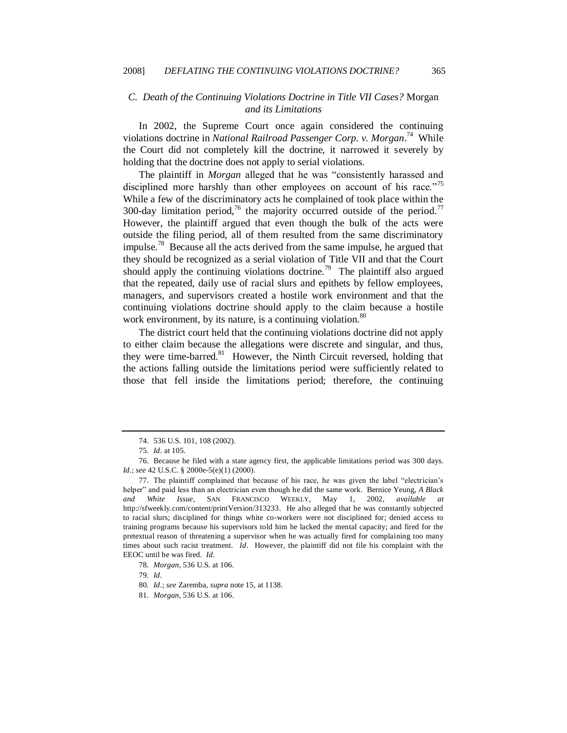### C. *Death of the Continuing Violations Doctrine in Title VII Cases?* Morgan *and its Limitations*

In 2002, the Supreme Court once again considered the continuing violations doctrine in *National Railroad Passenger Corp. v. Morgan*.[74] While the Court did not completely kill the doctrine, it narrowed it severely by holding that the doctrine does not apply to serial violations.

The plaintiff in *Morgan* alleged that he was "consistently harassed and disciplined more harshly than other employees on account of his race."[75] While a few of the discriminatory acts he complained of took place within the 300-day limitation period,[76] the majority occurred outside of the period.[77] However, the plaintiff argued that even though the bulk of the acts were outside the filing period, all of them resulted from the same discriminatory impulse.[78] Because all the acts derived from the same impulse, he argued that they should be recognized as a serial violation of Title VII and that the Court should apply the continuing violations doctrine.[79] The plaintiff also argued that the repeated, daily use of racial slurs and epithets by fellow employees, managers, and supervisors created a hostile work environment and that the continuing violations doctrine should apply to the claim because a hostile work environment, by its nature, is a continuing violation.[80]

The district court held that the continuing violations doctrine did not apply to either claim because the allegations were discrete and singular, and thus, they were time-barred.[81] However, the Ninth Circuit reversed, holding that the actions falling outside the limitations period were sufficiently related to those that fell inside the limitations period; therefore, the continuing

---

74. 536 U.S. 101, 108 (2002).

75. *Id*. at 105.

76. Because he filed with a state agency first, the applicable limitations period was 300 days. *Id*.; *see* 42 U.S.C. § 2000e-5(e)(1) (2000).

77. The plaintiff complained that because of his race, he was given the label "electrician's helper" and paid less than an electrician even though he did the same work. Bernice Yeung, *A Black and White Issue*, SAN FRANCISCO WEEKLY, May 1, 2002, *available at* http://sfweekly.com/content/printVersion/313233. He also alleged that he was constantly subjected to racial slurs; disciplined for things white co-workers were not disciplined for; denied access to training programs because his supervisors told him he lacked the mental capacity; and fired for the pretextual reason of threatening a supervisor when he was actually fired for complaining too many times about such racist treatment. *Id*. However, the plaintiff did not file his complaint with the EEOC until he was fired. *Id*.

78. *Morgan*, 536 U.S. at 106.

79. *Id*.

80. *Id*.; *see* Zaremba, *supra* note 15, at 1138.

81. *Morgan*, 536 U.S. at 106.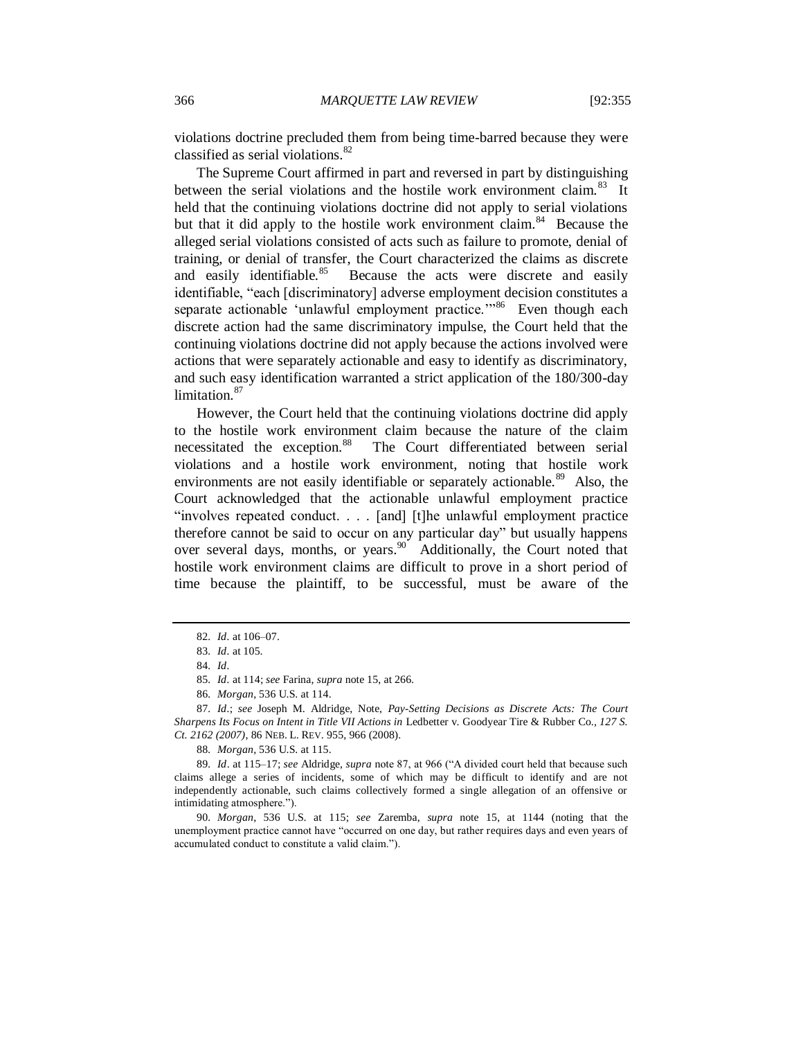violations doctrine precluded them from being time-barred because they were classified as serial violations.[82]

The Supreme Court affirmed in part and reversed in part by distinguishing between the serial violations and the hostile work environment claim.[83] It held that the continuing violations doctrine did not apply to serial violations but that it did apply to the hostile work environment claim.[84] Because the alleged serial violations consisted of acts such as failure to promote, denial of training, or denial of transfer, the Court characterized the claims as discrete and easily identifiable.[85] Because the acts were discrete and easily identifiable, "each [discriminatory] adverse employment decision constitutes a separate actionable 'unlawful employment practice.'"[86] Even though each discrete action had the same discriminatory impulse, the Court held that the continuing violations doctrine did not apply because the actions involved were actions that were separately actionable and easy to identify as discriminatory, and such easy identification warranted a strict application of the 180/300-day limitation.[87]

However, the Court held that the continuing violations doctrine did apply to the hostile work environment claim because the nature of the claim necessitated the exception.[88] The Court differentiated between serial violations and a hostile work environment, noting that hostile work environments are not easily identifiable or separately actionable.[89] Also, the Court acknowledged that the actionable unlawful employment practice "involves repeated conduct. . . . [and] [t]he unlawful employment practice therefore cannot be said to occur on any particular day" but usually happens over several days, months, or years.[90] Additionally, the Court noted that hostile work environment claims are difficult to prove in a short period of time because the plaintiff, to be successful, must be aware of the

---

82. *Id*. at 106–07.

83. *Id*. at 105.

84. *Id*.

85. *Id*. at 114; *see* Farina, *supra* note 15, at 266.

86. *Morgan*, 536 U.S. at 114.

87. *Id*.; *see* Joseph M. Aldridge, Note, *Pay-Setting Decisions as Discrete Acts: The Court Sharpens Its Focus on Intent in Title VII Actions in* Ledbetter v. Goodyear Tire & Rubber Co., *127 S. Ct. 2162 (2007)*, 86 NEB. L. REV. 955, 966 (2008).

88. *Morgan*, 536 U.S. at 115.

89. *Id*. at 115–17; *see* Aldridge, *supra* note 87, at 966 ("A divided court held that because such claims allege a series of incidents, some of which may be difficult to identify and are not independently actionable, such claims collectively formed a single allegation of an offensive or intimidating atmosphere.").

90. *Morgan*, 536 U.S. at 115; *see* Zaremba, *supra* note 15, at 1144 (noting that the unemployment practice cannot have "occurred on one day, but rather requires days and even years of accumulated conduct to constitute a valid claim.").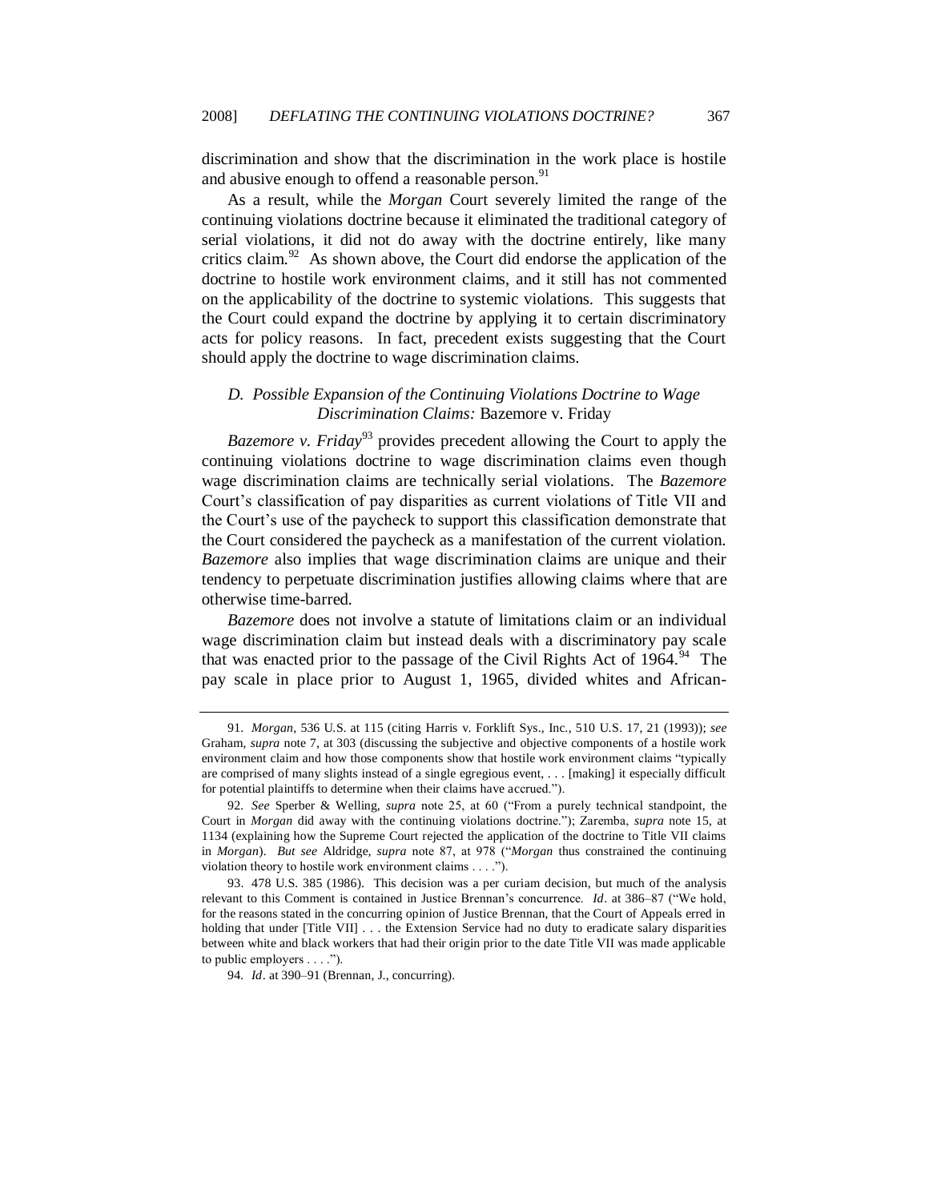discrimination and show that the discrimination in the work place is hostile and abusive enough to offend a reasonable person.[91]

As a result, while the *Morgan* Court severely limited the range of the continuing violations doctrine because it eliminated the traditional category of serial violations, it did not do away with the doctrine entirely, like many critics claim.[92] As shown above, the Court did endorse the application of the doctrine to hostile work environment claims, and it still has not commented on the applicability of the doctrine to systemic violations. This suggests that the Court could expand the doctrine by applying it to certain discriminatory acts for policy reasons. In fact, precedent exists suggesting that the Court should apply the doctrine to wage discrimination claims.

### *D. Possible Expansion of the Continuing Violations Doctrine to Wage Discrimination Claims:* Bazemore v. Friday

*Bazemore v. Friday*[93] provides precedent allowing the Court to apply the continuing violations doctrine to wage discrimination claims even though wage discrimination claims are technically serial violations. The *Bazemore* Court's classification of pay disparities as current violations of Title VII and the Court's use of the paycheck to support this classification demonstrate that the Court considered the paycheck as a manifestation of the current violation. *Bazemore* also implies that wage discrimination claims are unique and their tendency to perpetuate discrimination justifies allowing claims where that are otherwise time-barred.

*Bazemore* does not involve a statute of limitations claim or an individual wage discrimination claim but instead deals with a discriminatory pay scale that was enacted prior to the passage of the Civil Rights Act of 1964.[94] The pay scale in place prior to August 1, 1965, divided whites and African-

---

91. *Morgan*, 536 U.S. at 115 (citing Harris v. Forklift Sys., Inc., 510 U.S. 17, 21 (1993)); *see* Graham, *supra* note 7, at 303 (discussing the subjective and objective components of a hostile work environment claim and how those components show that hostile work environment claims "typically are comprised of many slights instead of a single egregious event, . . . [making] it especially difficult for potential plaintiffs to determine when their claims have accrued.").

92. *See* Sperber & Welling, *supra* note 25, at 60 ("From a purely technical standpoint, the Court in *Morgan* did away with the continuing violations doctrine."); Zaremba, *supra* note 15, at 1134 (explaining how the Supreme Court rejected the application of the doctrine to Title VII claims in *Morgan*). *But see* Aldridge, *supra* note 87, at 978 ("*Morgan* thus constrained the continuing violation theory to hostile work environment claims . . . .").

93. 478 U.S. 385 (1986). This decision was a per curiam decision, but much of the analysis relevant to this Comment is contained in Justice Brennan's concurrence. *Id*. at 386–87 ("We hold, for the reasons stated in the concurring opinion of Justice Brennan, that the Court of Appeals erred in holding that under [Title VII] . . . the Extension Service had no duty to eradicate salary disparities between white and black workers that had their origin prior to the date Title VII was made applicable to public employers . . . .").

94. *Id*. at 390–91 (Brennan, J., concurring).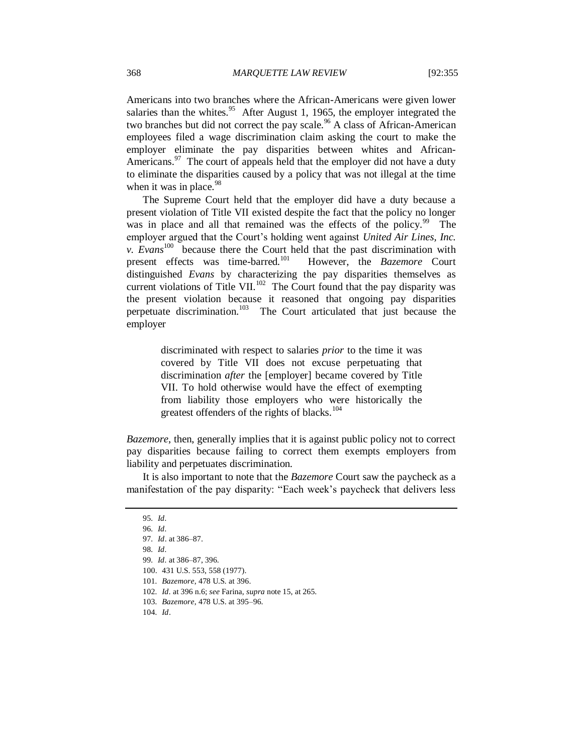Americans into two branches where the African-Americans were given lower salaries than the whites.[95] After August 1, 1965, the employer integrated the two branches but did not correct the pay scale.[96] A class of African-American employees filed a wage discrimination claim asking the court to make the employer eliminate the pay disparities between whites and African-Americans.[97] The court of appeals held that the employer did not have a duty to eliminate the disparities caused by a policy that was not illegal at the time when it was in place.[98]

The Supreme Court held that the employer did have a duty because a present violation of Title VII existed despite the fact that the policy no longer was in place and all that remained was the effects of the policy.[99] The employer argued that the Court's holding went against *United Air Lines, Inc. v. Evans*[100] because there the Court held that the past discrimination with present effects was time-barred.[101] However, the *Bazemore* Court distinguished *Evans* by characterizing the pay disparities themselves as current violations of Title VII.[102] The Court found that the pay disparity was the present violation because it reasoned that ongoing pay disparities perpetuate discrimination.[103] The Court articulated that just because the employer

> discriminated with respect to salaries *prior* to the time it was covered by Title VII does not excuse perpetuating that discrimination *after* the [employer] became covered by Title VII. To hold otherwise would have the effect of exempting from liability those employers who were historically the greatest offenders of the rights of blacks.[104]

*Bazemore*, then, generally implies that it is against public policy not to correct pay disparities because failing to correct them exempts employers from liability and perpetuates discrimination.

It is also important to note that the *Bazemore* Court saw the paycheck as a manifestation of the pay disparity: "Each week's paycheck that delivers less

---

95. *Id*.
96. *Id*.
97. *Id*. at 386–87.
98. *Id*.
99. *Id*. at 386–87, 396.
100. 431 U.S. 553, 558 (1977).
101. *Bazemore*, 478 U.S. at 396.
102. *Id*. at 396 n.6; *see* Farina, *supra* note 15, at 265.
103. *Bazemore*, 478 U.S. at 395–96.
104. *Id*.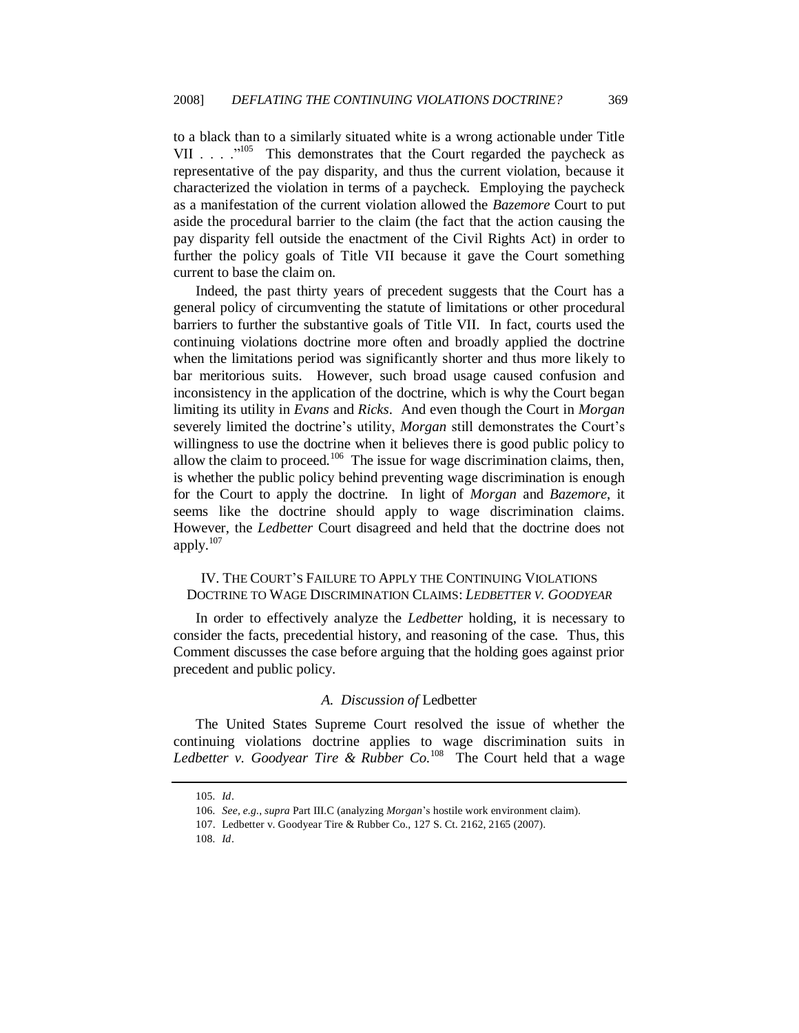to a black than to a similarly situated white is a wrong actionable under Title VII . . . ."[105] This demonstrates that the Court regarded the paycheck as representative of the pay disparity, and thus the current violation, because it characterized the violation in terms of a paycheck. Employing the paycheck as a manifestation of the current violation allowed the *Bazemore* Court to put aside the procedural barrier to the claim (the fact that the action causing the pay disparity fell outside the enactment of the Civil Rights Act) in order to further the policy goals of Title VII because it gave the Court something current to base the claim on.

Indeed, the past thirty years of precedent suggests that the Court has a general policy of circumventing the statute of limitations or other procedural barriers to further the substantive goals of Title VII. In fact, courts used the continuing violations doctrine more often and broadly applied the doctrine when the limitations period was significantly shorter and thus more likely to bar meritorious suits. However, such broad usage caused confusion and inconsistency in the application of the doctrine, which is why the Court began limiting its utility in *Evans* and *Ricks*. And even though the Court in *Morgan* severely limited the doctrine's utility, *Morgan* still demonstrates the Court's willingness to use the doctrine when it believes there is good public policy to allow the claim to proceed.[106] The issue for wage discrimination claims, then, is whether the public policy behind preventing wage discrimination is enough for the Court to apply the doctrine. In light of *Morgan* and *Bazemore*, it seems like the doctrine should apply to wage discrimination claims. However, the *Ledbetter* Court disagreed and held that the doctrine does not apply.[107]

## IV. THE COURT'S FAILURE TO APPLY THE CONTINUING VIOLATIONS DOCTRINE TO WAGE DISCRIMINATION CLAIMS: *LEDBETTER V. GOODYEAR*

In order to effectively analyze the *Ledbetter* holding, it is necessary to consider the facts, precedential history, and reasoning of the case. Thus, this Comment discusses the case before arguing that the holding goes against prior precedent and public policy.

### *A. Discussion of* Ledbetter

The United States Supreme Court resolved the issue of whether the continuing violations doctrine applies to wage discrimination suits in *Ledbetter v. Goodyear Tire & Rubber Co.*[108] The Court held that a wage

105. *Id*.

106. *See, e.g.*, *supra* Part III.C (analyzing *Morgan*'s hostile work environment claim).

107. Ledbetter v. Goodyear Tire & Rubber Co., 127 S. Ct. 2162, 2165 (2007).

108. *Id*.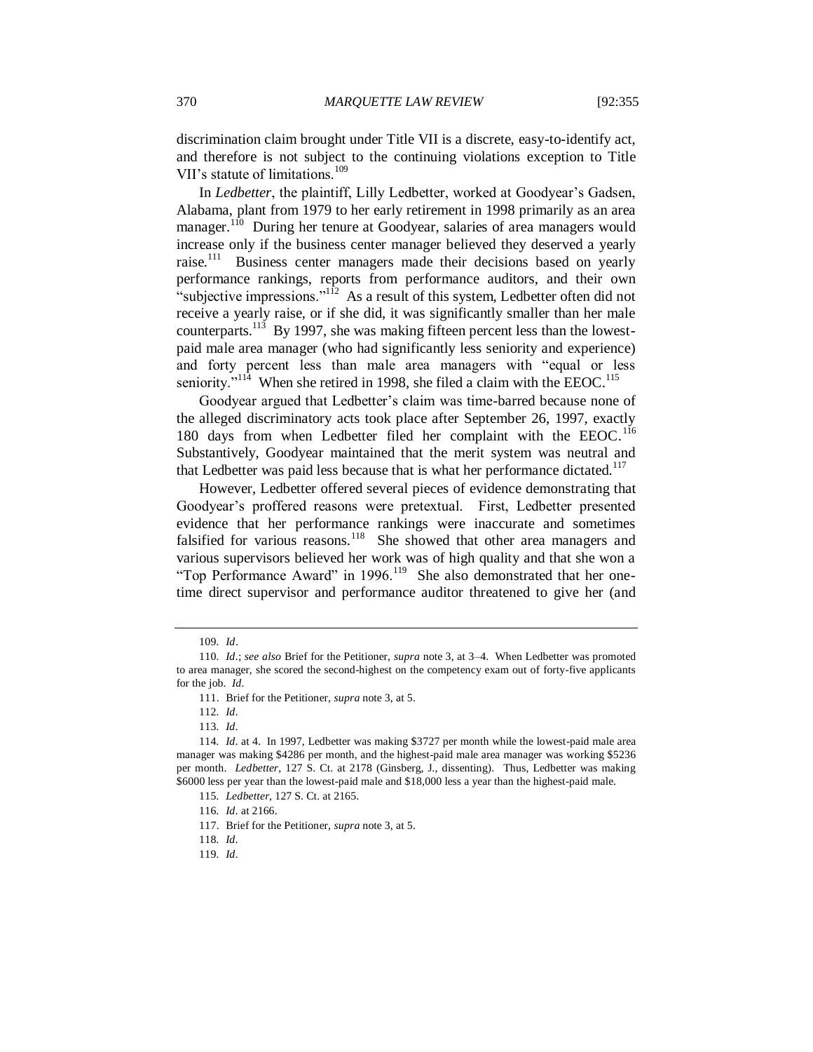discrimination claim brought under Title VII is a discrete, easy-to-identify act, and therefore is not subject to the continuing violations exception to Title VII's statute of limitations.[109]

In *Ledbetter*, the plaintiff, Lilly Ledbetter, worked at Goodyear's Gadsen, Alabama, plant from 1979 to her early retirement in 1998 primarily as an area manager.[110] During her tenure at Goodyear, salaries of area managers would increase only if the business center manager believed they deserved a yearly raise.[111] Business center managers made their decisions based on yearly performance rankings, reports from performance auditors, and their own "subjective impressions."[112] As a result of this system, Ledbetter often did not receive a yearly raise, or if she did, it was significantly smaller than her male counterparts.[113] By 1997, she was making fifteen percent less than the lowest-paid male area manager (who had significantly less seniority and experience) and forty percent less than male area managers with "equal or less seniority."[114] When she retired in 1998, she filed a claim with the EEOC.[115]

Goodyear argued that Ledbetter's claim was time-barred because none of the alleged discriminatory acts took place after September 26, 1997, exactly 180 days from when Ledbetter filed her complaint with the EEOC.[116] Substantively, Goodyear maintained that the merit system was neutral and that Ledbetter was paid less because that is what her performance dictated.[117]

However, Ledbetter offered several pieces of evidence demonstrating that Goodyear's proffered reasons were pretextual. First, Ledbetter presented evidence that her performance rankings were inaccurate and sometimes falsified for various reasons.[118] She showed that other area managers and various supervisors believed her work was of high quality and that she won a "Top Performance Award" in 1996.[119] She also demonstrated that her one-time direct supervisor and performance auditor threatened to give her (and

---

109. *Id*.

110. *Id*.; *see also* Brief for the Petitioner, *supra* note 3, at 3–4. When Ledbetter was promoted to area manager, she scored the second-highest on the competency exam out of forty-five applicants for the job. *Id*.

111. Brief for the Petitioner, *supra* note 3, at 5.

112. *Id*.

113. *Id*.

114. *Id*. at 4. In 1997, Ledbetter was making $3727 per month while the lowest-paid male area manager was making $4286 per month, and the highest-paid male area manager was working $5236 per month. *Ledbetter*, 127 S. Ct. at 2178 (Ginsberg, J., dissenting). Thus, Ledbetter was making $6000 less per year than the lowest-paid male and $18,000 less a year than the highest-paid male.

115. *Ledbetter*, 127 S. Ct. at 2165.

116. *Id*. at 2166.

117. Brief for the Petitioner, *supra* note 3, at 5.

118. *Id*.

119. *Id*.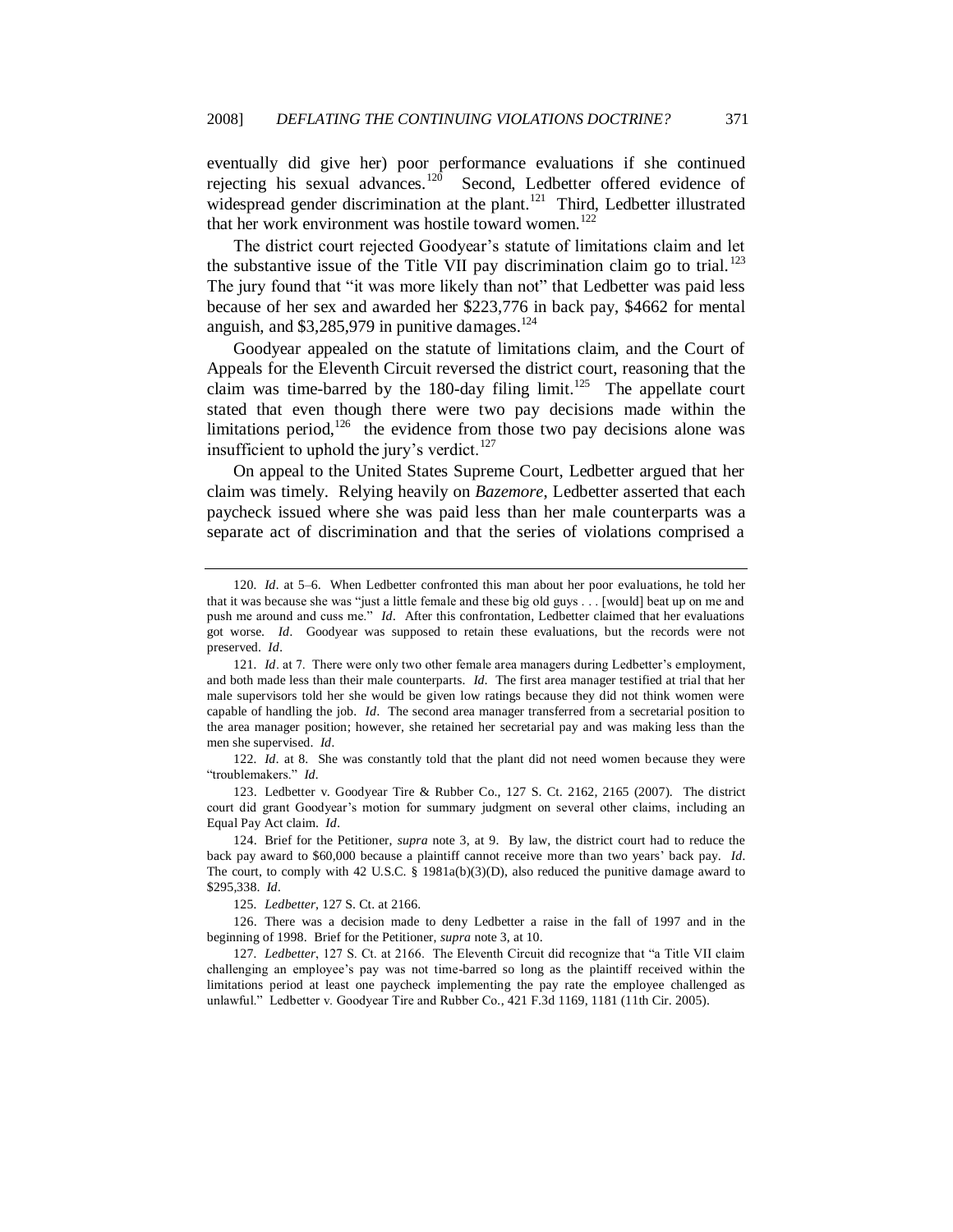eventually did give her) poor performance evaluations if she continued rejecting his sexual advances.[120] Second, Ledbetter offered evidence of widespread gender discrimination at the plant.[121] Third, Ledbetter illustrated that her work environment was hostile toward women.[122]

The district court rejected Goodyear's statute of limitations claim and let the substantive issue of the Title VII pay discrimination claim go to trial.[123] The jury found that "it was more likely than not" that Ledbetter was paid less because of her sex and awarded her $223,776 in back pay, $4662 for mental anguish, and $3,285,979 in punitive damages.[124]

Goodyear appealed on the statute of limitations claim, and the Court of Appeals for the Eleventh Circuit reversed the district court, reasoning that the claim was time-barred by the 180-day filing limit.[125] The appellate court stated that even though there were two pay decisions made within the limitations period,[126] the evidence from those two pay decisions alone was insufficient to uphold the jury's verdict.[127]

On appeal to the United States Supreme Court, Ledbetter argued that her claim was timely. Relying heavily on *Bazemore*, Ledbetter asserted that each paycheck issued where she was paid less than her male counterparts was a separate act of discrimination and that the series of violations comprised a

---

120. *Id*. at 5–6. When Ledbetter confronted this man about her poor evaluations, he told her that it was because she was "just a little female and these big old guys . . . [would] beat up on me and push me around and cuss me." *Id*. After this confrontation, Ledbetter claimed that her evaluations got worse. *Id*. Goodyear was supposed to retain these evaluations, but the records were not preserved. *Id*.

121. *Id*. at 7. There were only two other female area managers during Ledbetter's employment, and both made less than their male counterparts. *Id*. The first area manager testified at trial that her male supervisors told her she would be given low ratings because they did not think women were capable of handling the job. *Id*. The second area manager transferred from a secretarial position to the area manager position; however, she retained her secretarial pay and was making less than the men she supervised. *Id*.

122. *Id*. at 8. She was constantly told that the plant did not need women because they were "troublemakers." *Id*.

123. Ledbetter v. Goodyear Tire & Rubber Co., 127 S. Ct. 2162, 2165 (2007). The district court did grant Goodyear's motion for summary judgment on several other claims, including an Equal Pay Act claim. *Id*.

124. Brief for the Petitioner, *supra* note 3, at 9. By law, the district court had to reduce the back pay award to $60,000 because a plaintiff cannot receive more than two years' back pay. *Id*. The court, to comply with 42 U.S.C. § 1981a(b)(3)(D), also reduced the punitive damage award to $295,338. *Id*.

125. *Ledbetter*, 127 S. Ct. at 2166.

126. There was a decision made to deny Ledbetter a raise in the fall of 1997 and in the beginning of 1998. Brief for the Petitioner, *supra* note 3, at 10.

127. *Ledbetter*, 127 S. Ct. at 2166. The Eleventh Circuit did recognize that "a Title VII claim challenging an employee's pay was not time-barred so long as the plaintiff received within the limitations period at least one paycheck implementing the pay rate the employee challenged as unlawful." Ledbetter v. Goodyear Tire and Rubber Co., 421 F.3d 1169, 1181 (11th Cir. 2005).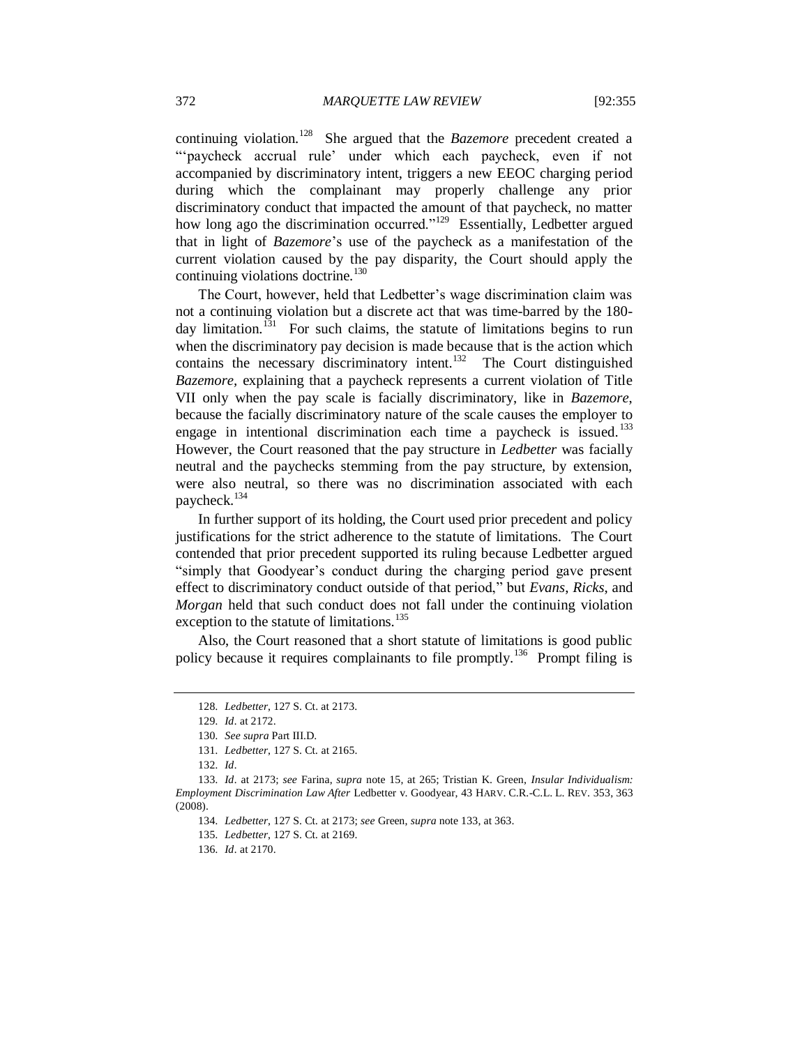continuing violation.[128] She argued that the *Bazemore* precedent created a "'paycheck accrual rule' under which each paycheck, even if not accompanied by discriminatory intent, triggers a new EEOC charging period during which the complainant may properly challenge any prior discriminatory conduct that impacted the amount of that paycheck, no matter how long ago the discrimination occurred."[129] Essentially, Ledbetter argued that in light of *Bazemore*'s use of the paycheck as a manifestation of the current violation caused by the pay disparity, the Court should apply the continuing violations doctrine.[130]

The Court, however, held that Ledbetter's wage discrimination claim was not a continuing violation but a discrete act that was time-barred by the 180-day limitation.[131] For such claims, the statute of limitations begins to run when the discriminatory pay decision is made because that is the action which contains the necessary discriminatory intent.[132] The Court distinguished *Bazemore*, explaining that a paycheck represents a current violation of Title VII only when the pay scale is facially discriminatory, like in *Bazemore*, because the facially discriminatory nature of the scale causes the employer to engage in intentional discrimination each time a paycheck is issued.[133] However, the Court reasoned that the pay structure in *Ledbetter* was facially neutral and the paychecks stemming from the pay structure, by extension, were also neutral, so there was no discrimination associated with each paycheck.[134]

In further support of its holding, the Court used prior precedent and policy justifications for the strict adherence to the statute of limitations. The Court contended that prior precedent supported its ruling because Ledbetter argued "simply that Goodyear's conduct during the charging period gave present effect to discriminatory conduct outside of that period," but *Evans*, *Ricks*, and *Morgan* held that such conduct does not fall under the continuing violation exception to the statute of limitations.[135]

Also, the Court reasoned that a short statute of limitations is good public policy because it requires complainants to file promptly.[136] Prompt filing is

---

128. *Ledbetter*, 127 S. Ct. at 2173.

129. *Id*. at 2172.

130. *See supra* Part III.D.

131. *Ledbetter*, 127 S. Ct. at 2165.

132. *Id*.

133. *Id*. at 2173; *see* Farina, *supra* note 15, at 265; Tristian K. Green, *Insular Individualism: Employment Discrimination Law After* Ledbetter v. Goodyear, 43 HARV. C.R.-C.L. L. REV. 353, 363 (2008).

134. *Ledbetter*, 127 S. Ct. at 2173; *see* Green, *supra* note 133, at 363.

135. *Ledbetter*, 127 S. Ct. at 2169.

136. *Id*. at 2170.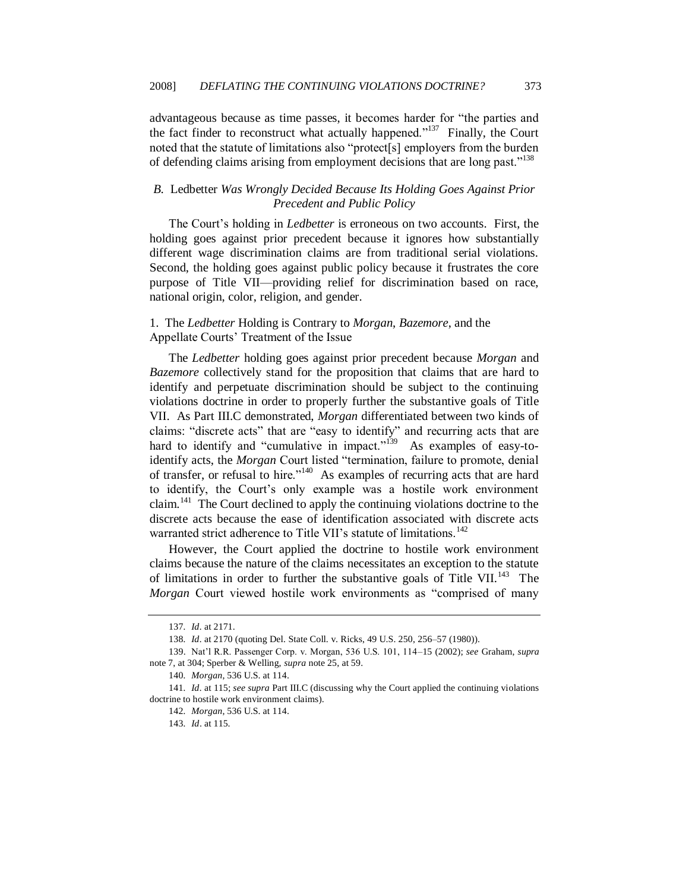advantageous because as time passes, it becomes harder for "the parties and the fact finder to reconstruct what actually happened."[137] Finally, the Court noted that the statute of limitations also "protect[s] employers from the burden of defending claims arising from employment decisions that are long past."[138]

### *B.* Ledbetter *Was Wrongly Decided Because Its Holding Goes Against Prior Precedent and Public Policy*

The Court's holding in *Ledbetter* is erroneous on two accounts. First, the holding goes against prior precedent because it ignores how substantially different wage discrimination claims are from traditional serial violations. Second, the holding goes against public policy because it frustrates the core purpose of Title VII—providing relief for discrimination based on race, national origin, color, religion, and gender.

#### 1. The *Ledbetter* Holding is Contrary to *Morgan*, *Bazemore*, and the Appellate Courts' Treatment of the Issue

The *Ledbetter* holding goes against prior precedent because *Morgan* and *Bazemore* collectively stand for the proposition that claims that are hard to identify and perpetuate discrimination should be subject to the continuing violations doctrine in order to properly further the substantive goals of Title VII. As Part III.C demonstrated, *Morgan* differentiated between two kinds of claims: "discrete acts" that are "easy to identify" and recurring acts that are hard to identify and "cumulative in impact."[139] As examples of easy-to-identify acts, the *Morgan* Court listed "termination, failure to promote, denial of transfer, or refusal to hire."[140] As examples of recurring acts that are hard to identify, the Court's only example was a hostile work environment claim.[141] The Court declined to apply the continuing violations doctrine to the discrete acts because the ease of identification associated with discrete acts warranted strict adherence to Title VII's statute of limitations.[142]

However, the Court applied the doctrine to hostile work environment claims because the nature of the claims necessitates an exception to the statute of limitations in order to further the substantive goals of Title VII.[143] The *Morgan* Court viewed hostile work environments as "comprised of many

---

137. *Id*. at 2171.

138. *Id*. at 2170 (quoting Del. State Coll. v. Ricks, 49 U.S. 250, 256–57 (1980)).

139. Nat'l R.R. Passenger Corp. v. Morgan, 536 U.S. 101, 114–15 (2002); *see* Graham, *supra* note 7, at 304; Sperber & Welling, *supra* note 25, at 59.

140. *Morgan*, 536 U.S. at 114.

141. *Id*. at 115; *see supra* Part III.C (discussing why the Court applied the continuing violations doctrine to hostile work environment claims).

142. *Morgan*, 536 U.S. at 114.

143. *Id*. at 115.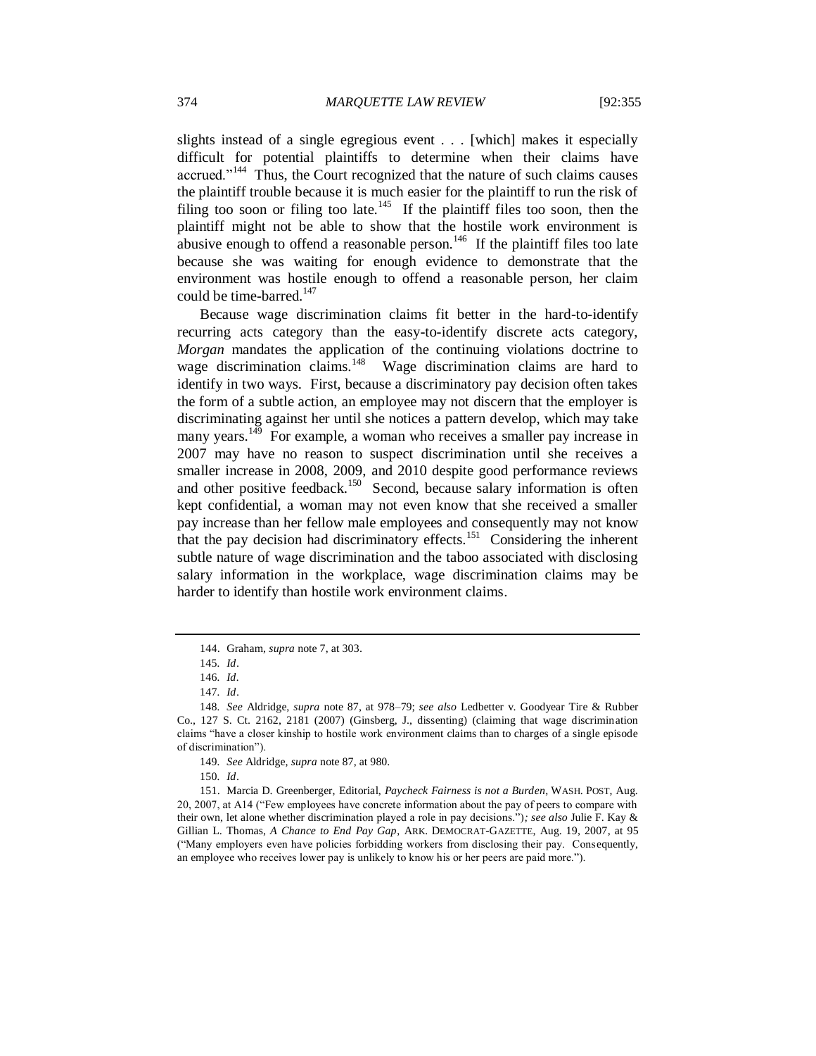slights instead of a single egregious event . . . [which] makes it especially difficult for potential plaintiffs to determine when their claims have accrued."[144] Thus, the Court recognized that the nature of such claims causes the plaintiff trouble because it is much easier for the plaintiff to run the risk of filing too soon or filing too late.[145] If the plaintiff files too soon, then the plaintiff might not be able to show that the hostile work environment is abusive enough to offend a reasonable person.[146] If the plaintiff files too late because she was waiting for enough evidence to demonstrate that the environment was hostile enough to offend a reasonable person, her claim could be time-barred.[147]

Because wage discrimination claims fit better in the hard-to-identify recurring acts category than the easy-to-identify discrete acts category, *Morgan* mandates the application of the continuing violations doctrine to wage discrimination claims.[148] Wage discrimination claims are hard to identify in two ways. First, because a discriminatory pay decision often takes the form of a subtle action, an employee may not discern that the employer is discriminating against her until she notices a pattern develop, which may take many years.[149] For example, a woman who receives a smaller pay increase in 2007 may have no reason to suspect discrimination until she receives a smaller increase in 2008, 2009, and 2010 despite good performance reviews and other positive feedback.[150] Second, because salary information is often kept confidential, a woman may not even know that she received a smaller pay increase than her fellow male employees and consequently may not know that the pay decision had discriminatory effects.[151] Considering the inherent subtle nature of wage discrimination and the taboo associated with disclosing salary information in the workplace, wage discrimination claims may be harder to identify than hostile work environment claims.

---

144. Graham, *supra* note 7, at 303.

145. *Id*.

146. *Id*.

147. *Id*.

148. *See* Aldridge, *supra* note 87, at 978–79; *see also* Ledbetter v. Goodyear Tire & Rubber Co., 127 S. Ct. 2162, 2181 (2007) (Ginsberg, J., dissenting) (claiming that wage discrimination claims "have a closer kinship to hostile work environment claims than to charges of a single episode of discrimination").

149. *See* Aldridge, *supra* note 87, at 980.

150. *Id*.

151. Marcia D. Greenberger, Editorial, *Paycheck Fairness is not a Burden*, WASH. POST, Aug. 20, 2007, at A14 ("Few employees have concrete information about the pay of peers to compare with their own, let alone whether discrimination played a role in pay decisions."); *see also* Julie F. Kay & Gillian L. Thomas, *A Chance to End Pay Gap*, ARK. DEMOCRAT-GAZETTE, Aug. 19, 2007, at 95 ("Many employers even have policies forbidding workers from disclosing their pay. Consequently, an employee who receives lower pay is unlikely to know his or her peers are paid more.").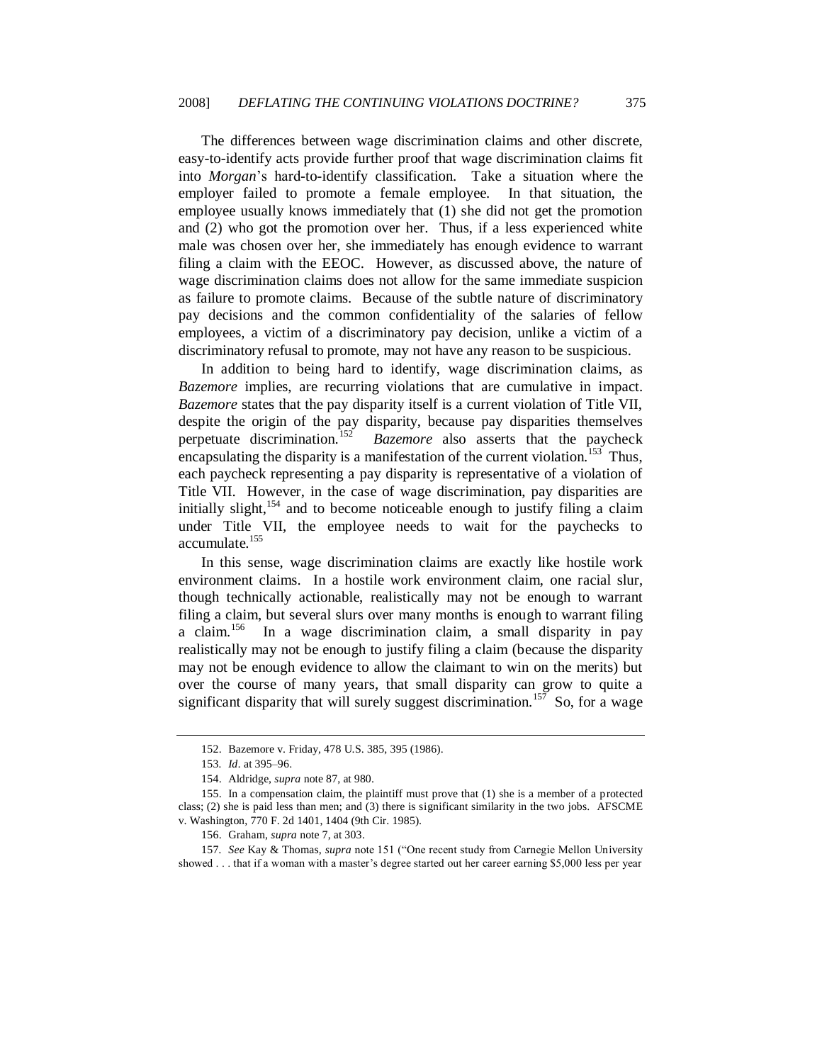The differences between wage discrimination claims and other discrete, easy-to-identify acts provide further proof that wage discrimination claims fit into *Morgan*'s hard-to-identify classification. Take a situation where the employer failed to promote a female employee. In that situation, the employee usually knows immediately that (1) she did not get the promotion and (2) who got the promotion over her. Thus, if a less experienced white male was chosen over her, she immediately has enough evidence to warrant filing a claim with the EEOC. However, as discussed above, the nature of wage discrimination claims does not allow for the same immediate suspicion as failure to promote claims. Because of the subtle nature of discriminatory pay decisions and the common confidentiality of the salaries of fellow employees, a victim of a discriminatory pay decision, unlike a victim of a discriminatory refusal to promote, may not have any reason to be suspicious.

In addition to being hard to identify, wage discrimination claims, as *Bazemore* implies, are recurring violations that are cumulative in impact. *Bazemore* states that the pay disparity itself is a current violation of Title VII, despite the origin of the pay disparity, because pay disparities themselves perpetuate discrimination.[152] *Bazemore* also asserts that the paycheck encapsulating the disparity is a manifestation of the current violation.[153] Thus, each paycheck representing a pay disparity is representative of a violation of Title VII. However, in the case of wage discrimination, pay disparities are initially slight,[154] and to become noticeable enough to justify filing a claim under Title VII, the employee needs to wait for the paychecks to accumulate.[155]

In this sense, wage discrimination claims are exactly like hostile work environment claims. In a hostile work environment claim, one racial slur, though technically actionable, realistically may not be enough to warrant filing a claim, but several slurs over many months is enough to warrant filing a claim.[156] In a wage discrimination claim, a small disparity in pay realistically may not be enough to justify filing a claim (because the disparity may not be enough evidence to allow the claimant to win on the merits) but over the course of many years, that small disparity can grow to quite a significant disparity that will surely suggest discrimination.[157] So, for a wage

---

152. Bazemore v. Friday, 478 U.S. 385, 395 (1986).

153. *Id*. at 395–96.

154. Aldridge, *supra* note 87, at 980.

155. In a compensation claim, the plaintiff must prove that (1) she is a member of a protected class; (2) she is paid less than men; and (3) there is significant similarity in the two jobs. AFSCME v. Washington, 770 F. 2d 1401, 1404 (9th Cir. 1985).

156. Graham, *supra* note 7, at 303.

157. *See* Kay & Thomas, *supra* note 151 ("One recent study from Carnegie Mellon University showed . . . that if a woman with a master's degree started out her career earning $5,000 less per year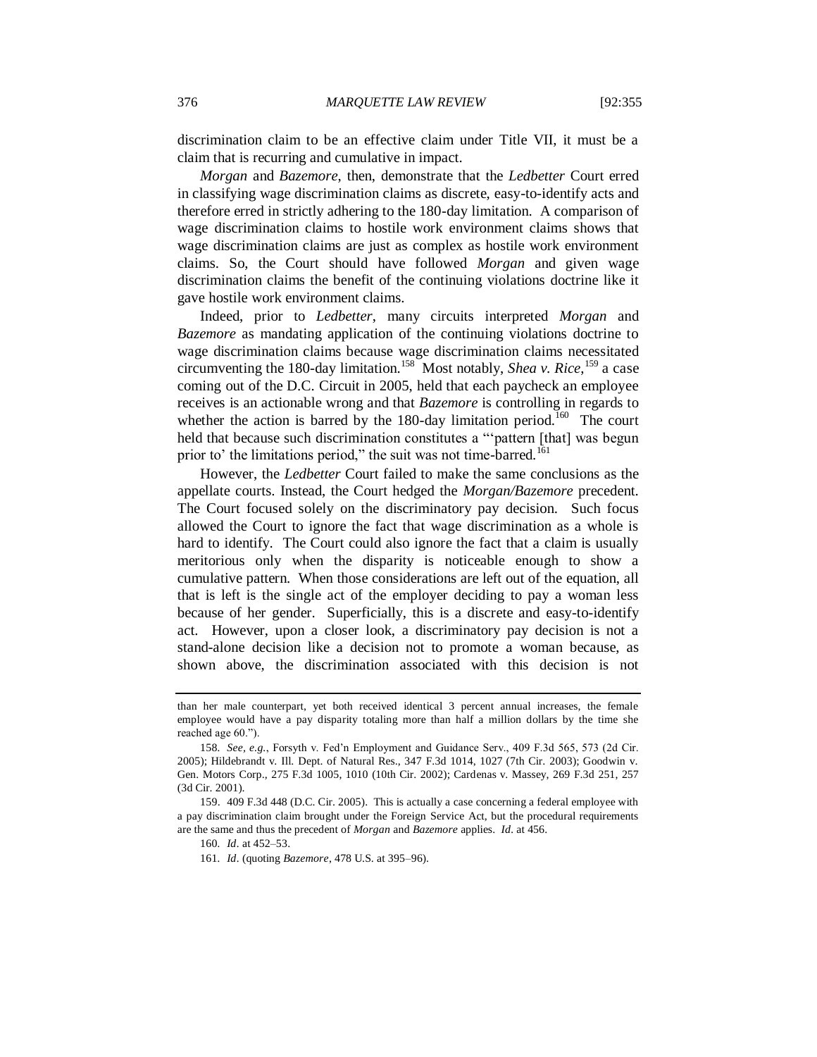discrimination claim to be an effective claim under Title VII, it must be a claim that is recurring and cumulative in impact.

*Morgan* and *Bazemore*, then, demonstrate that the *Ledbetter* Court erred in classifying wage discrimination claims as discrete, easy-to-identify acts and therefore erred in strictly adhering to the 180-day limitation. A comparison of wage discrimination claims to hostile work environment claims shows that wage discrimination claims are just as complex as hostile work environment claims. So, the Court should have followed *Morgan* and given wage discrimination claims the benefit of the continuing violations doctrine like it gave hostile work environment claims.

Indeed, prior to *Ledbetter*, many circuits interpreted *Morgan* and *Bazemore* as mandating application of the continuing violations doctrine to wage discrimination claims because wage discrimination claims necessitated circumventing the 180-day limitation.[158] Most notably, *Shea v. Rice*,[159] a case coming out of the D.C. Circuit in 2005, held that each paycheck an employee receives is an actionable wrong and that *Bazemore* is controlling in regards to whether the action is barred by the 180-day limitation period.[160] The court held that because such discrimination constitutes a "'pattern [that] was begun prior to' the limitations period," the suit was not time-barred.[161]

However, the *Ledbetter* Court failed to make the same conclusions as the appellate courts. Instead, the Court hedged the *Morgan/Bazemore* precedent. The Court focused solely on the discriminatory pay decision. Such focus allowed the Court to ignore the fact that wage discrimination as a whole is hard to identify. The Court could also ignore the fact that a claim is usually meritorious only when the disparity is noticeable enough to show a cumulative pattern. When those considerations are left out of the equation, all that is left is the single act of the employer deciding to pay a woman less because of her gender. Superficially, this is a discrete and easy-to-identify act. However, upon a closer look, a discriminatory pay decision is not a stand-alone decision like a decision not to promote a woman because, as shown above, the discrimination associated with this decision is not

---

than her male counterpart, yet both received identical 3 percent annual increases, the female employee would have a pay disparity totaling more than half a million dollars by the time she reached age 60.").

158. *See, e.g.*, Forsyth v. Fed'n Employment and Guidance Serv., 409 F.3d 565, 573 (2d Cir. 2005); Hildebrandt v. Ill. Dept. of Natural Res., 347 F.3d 1014, 1027 (7th Cir. 2003); Goodwin v. Gen. Motors Corp., 275 F.3d 1005, 1010 (10th Cir. 2002); Cardenas v. Massey, 269 F.3d 251, 257 (3d Cir. 2001).

159. 409 F.3d 448 (D.C. Cir. 2005). This is actually a case concerning a federal employee with a pay discrimination claim brought under the Foreign Service Act, but the procedural requirements are the same and thus the precedent of *Morgan* and *Bazemore* applies. *Id*. at 456.

160. *Id*. at 452–53.

161. *Id*. (quoting *Bazemore*, 478 U.S. at 395–96).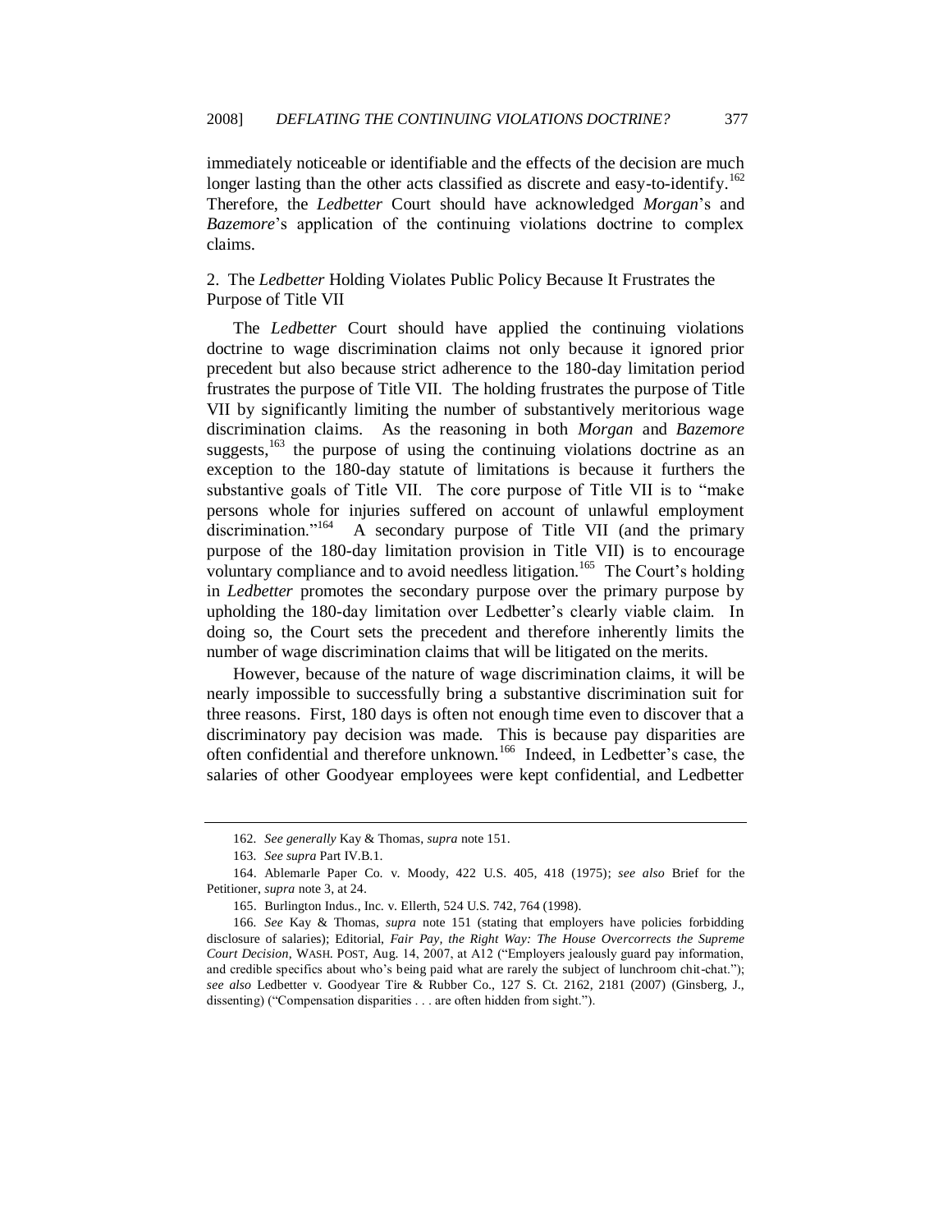immediately noticeable or identifiable and the effects of the decision are much longer lasting than the other acts classified as discrete and easy-to-identify.[162] Therefore, the *Ledbetter* Court should have acknowledged *Morgan*'s and *Bazemore*'s application of the continuing violations doctrine to complex claims.

### 2. The *Ledbetter* Holding Violates Public Policy Because It Frustrates the Purpose of Title VII

The *Ledbetter* Court should have applied the continuing violations doctrine to wage discrimination claims not only because it ignored prior precedent but also because strict adherence to the 180-day limitation period frustrates the purpose of Title VII. The holding frustrates the purpose of Title VII by significantly limiting the number of substantively meritorious wage discrimination claims. As the reasoning in both *Morgan* and *Bazemore* suggests,[163] the purpose of using the continuing violations doctrine as an exception to the 180-day statute of limitations is because it furthers the substantive goals of Title VII. The core purpose of Title VII is to "make persons whole for injuries suffered on account of unlawful employment discrimination."[164] A secondary purpose of Title VII (and the primary purpose of the 180-day limitation provision in Title VII) is to encourage voluntary compliance and to avoid needless litigation.[165] The Court's holding in *Ledbetter* promotes the secondary purpose over the primary purpose by upholding the 180-day limitation over Ledbetter's clearly viable claim. In doing so, the Court sets the precedent and therefore inherently limits the number of wage discrimination claims that will be litigated on the merits.

However, because of the nature of wage discrimination claims, it will be nearly impossible to successfully bring a substantive discrimination suit for three reasons. First, 180 days is often not enough time even to discover that a discriminatory pay decision was made. This is because pay disparities are often confidential and therefore unknown.[166] Indeed, in Ledbetter's case, the salaries of other Goodyear employees were kept confidential, and Ledbetter

---

162. *See generally* Kay & Thomas, *supra* note 151.

163. *See supra* Part IV.B.1.

164. Ablemarle Paper Co. v. Moody, 422 U.S. 405, 418 (1975); *see also* Brief for the Petitioner, *supra* note 3, at 24.

165. Burlington Indus., Inc. v. Ellerth, 524 U.S. 742, 764 (1998).

166. *See* Kay & Thomas, *supra* note 151 (stating that employers have policies forbidding disclosure of salaries); Editorial, *Fair Pay, the Right Way: The House Overcorrects the Supreme Court Decision*, WASH. POST, Aug. 14, 2007, at A12 ("Employers jealously guard pay information, and credible specifics about who's being paid what are rarely the subject of lunchroom chit-chat."); *see also* Ledbetter v. Goodyear Tire & Rubber Co., 127 S. Ct. 2162, 2181 (2007) (Ginsberg, J., dissenting) ("Compensation disparities . . . are often hidden from sight.").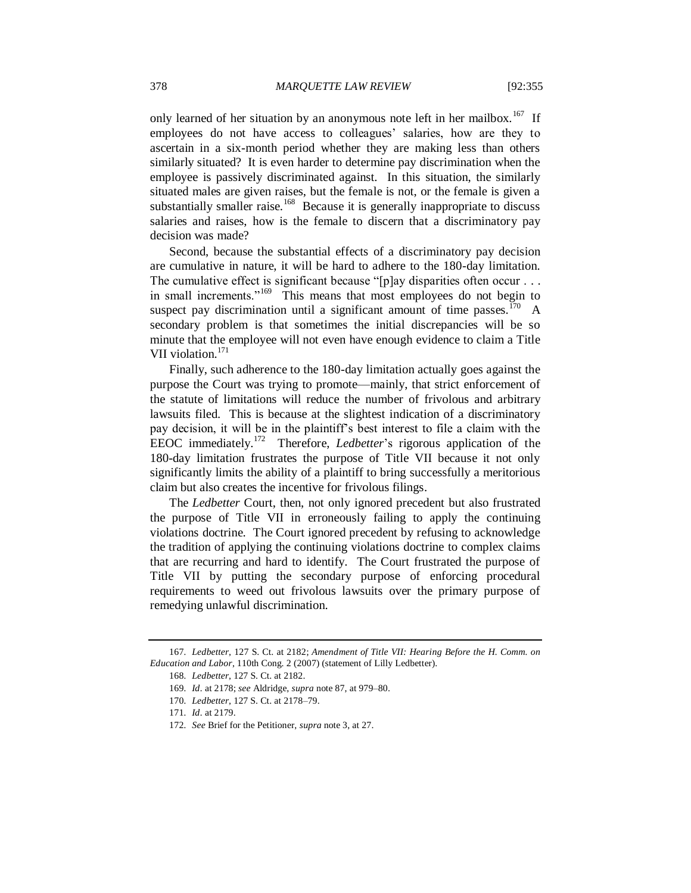only learned of her situation by an anonymous note left in her mailbox.[167] If employees do not have access to colleagues' salaries, how are they to ascertain in a six-month period whether they are making less than others similarly situated? It is even harder to determine pay discrimination when the employee is passively discriminated against. In this situation, the similarly situated males are given raises, but the female is not, or the female is given a substantially smaller raise.[168] Because it is generally inappropriate to discuss salaries and raises, how is the female to discern that a discriminatory pay decision was made?

Second, because the substantial effects of a discriminatory pay decision are cumulative in nature, it will be hard to adhere to the 180-day limitation. The cumulative effect is significant because "[p]ay disparities often occur . . . in small increments."[169] This means that most employees do not begin to suspect pay discrimination until a significant amount of time passes.[170] A secondary problem is that sometimes the initial discrepancies will be so minute that the employee will not even have enough evidence to claim a Title VII violation.[171]

Finally, such adherence to the 180-day limitation actually goes against the purpose the Court was trying to promote—mainly, that strict enforcement of the statute of limitations will reduce the number of frivolous and arbitrary lawsuits filed. This is because at the slightest indication of a discriminatory pay decision, it will be in the plaintiff's best interest to file a claim with the EEOC immediately.[172] Therefore, *Ledbetter*'s rigorous application of the 180-day limitation frustrates the purpose of Title VII because it not only significantly limits the ability of a plaintiff to bring successfully a meritorious claim but also creates the incentive for frivolous filings.

The *Ledbetter* Court, then, not only ignored precedent but also frustrated the purpose of Title VII in erroneously failing to apply the continuing violations doctrine. The Court ignored precedent by refusing to acknowledge the tradition of applying the continuing violations doctrine to complex claims that are recurring and hard to identify. The Court frustrated the purpose of Title VII by putting the secondary purpose of enforcing procedural requirements to weed out frivolous lawsuits over the primary purpose of remedying unlawful discrimination.

---

167. *Ledbetter*, 127 S. Ct. at 2182; *Amendment of Title VII: Hearing Before the H. Comm. on Education and Labor*, 110th Cong. 2 (2007) (statement of Lilly Ledbetter).

168. *Ledbetter*, 127 S. Ct. at 2182.

169. *Id*. at 2178; *see* Aldridge, *supra* note 87, at 979–80.

170. *Ledbetter*, 127 S. Ct. at 2178–79.

171. *Id*. at 2179.

172. *See* Brief for the Petitioner, *supra* note 3, at 27.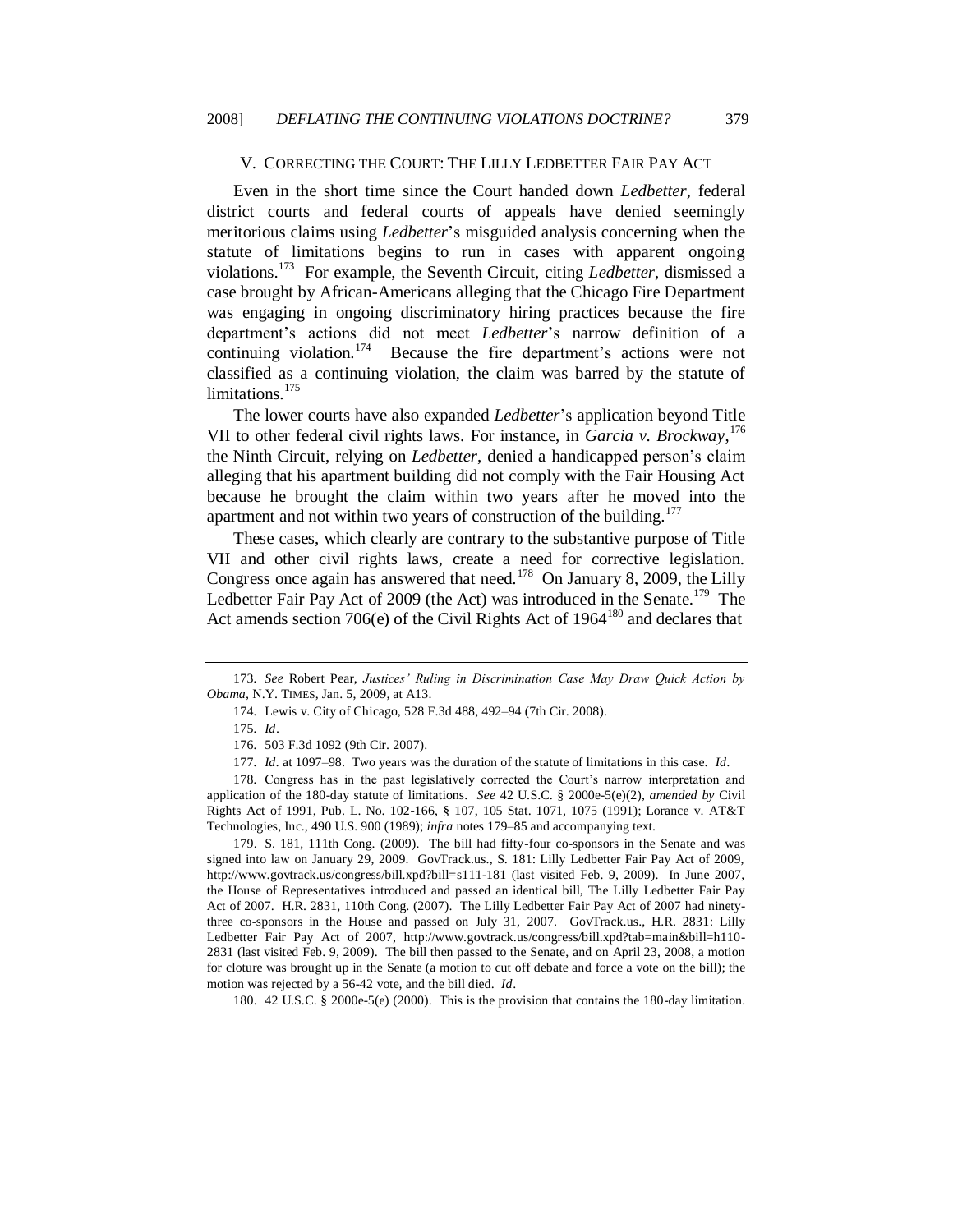## V. CORRECTING THE COURT: THE LILLY LEDBETTER FAIR PAY ACT

Even in the short time since the Court handed down *Ledbetter*, federal district courts and federal courts of appeals have denied seemingly meritorious claims using *Ledbetter*'s misguided analysis concerning when the statute of limitations begins to run in cases with apparent ongoing violations.[173] For example, the Seventh Circuit, citing *Ledbetter*, dismissed a case brought by African-Americans alleging that the Chicago Fire Department was engaging in ongoing discriminatory hiring practices because the fire department's actions did not meet *Ledbetter*'s narrow definition of a continuing violation.[174] Because the fire department's actions were not classified as a continuing violation, the claim was barred by the statute of limitations.[175]

The lower courts have also expanded *Ledbetter*'s application beyond Title VII to other federal civil rights laws. For instance, in *Garcia v. Brockway*,[176] the Ninth Circuit, relying on *Ledbetter*, denied a handicapped person's claim alleging that his apartment building did not comply with the Fair Housing Act because he brought the claim within two years after he moved into the apartment and not within two years of construction of the building.[177]

These cases, which clearly are contrary to the substantive purpose of Title VII and other civil rights laws, create a need for corrective legislation. Congress once again has answered that need.[178] On January 8, 2009, the Lilly Ledbetter Fair Pay Act of 2009 (the Act) was introduced in the Senate.[179] The Act amends section 706(e) of the Civil Rights Act of 1964[180] and declares that

---

173. *See* Robert Pear, *Justices' Ruling in Discrimination Case May Draw Quick Action by Obama*, N.Y. TIMES, Jan. 5, 2009, at A13.

174. Lewis v. City of Chicago, 528 F.3d 488, 492–94 (7th Cir. 2008).

175. *Id*.

176. 503 F.3d 1092 (9th Cir. 2007).

177. *Id*. at 1097–98. Two years was the duration of the statute of limitations in this case. *Id*.

178. Congress has in the past legislatively corrected the Court's narrow interpretation and application of the 180-day statute of limitations. *See* 42 U.S.C. § 2000e-5(e)(2), *amended by* Civil Rights Act of 1991, Pub. L. No. 102-166, § 107, 105 Stat. 1071, 1075 (1991); Lorance v. AT&T Technologies, Inc., 490 U.S. 900 (1989); *infra* notes 179–85 and accompanying text.

179. S. 181, 111th Cong. (2009). The bill had fifty-four co-sponsors in the Senate and was signed into law on January 29, 2009. GovTrack.us., S. 181: Lilly Ledbetter Fair Pay Act of 2009, http://www.govtrack.us/congress/bill.xpd?bill=s111-181 (last visited Feb. 9, 2009). In June 2007, the House of Representatives introduced and passed an identical bill, The Lilly Ledbetter Fair Pay Act of 2007. H.R. 2831, 110th Cong. (2007). The Lilly Ledbetter Fair Pay Act of 2007 had ninety-three co-sponsors in the House and passed on July 31, 2007. GovTrack.us., H.R. 2831: Lilly Ledbetter Fair Pay Act of 2007, http://www.govtrack.us/congress/bill.xpd?tab=main&bill=h110-2831 (last visited Feb. 9, 2009). The bill then passed to the Senate, and on April 23, 2008, a motion for cloture was brought up in the Senate (a motion to cut off debate and force a vote on the bill); the motion was rejected by a 56-42 vote, and the bill died. *Id*.

180. 42 U.S.C. § 2000e-5(e) (2000). This is the provision that contains the 180-day limitation.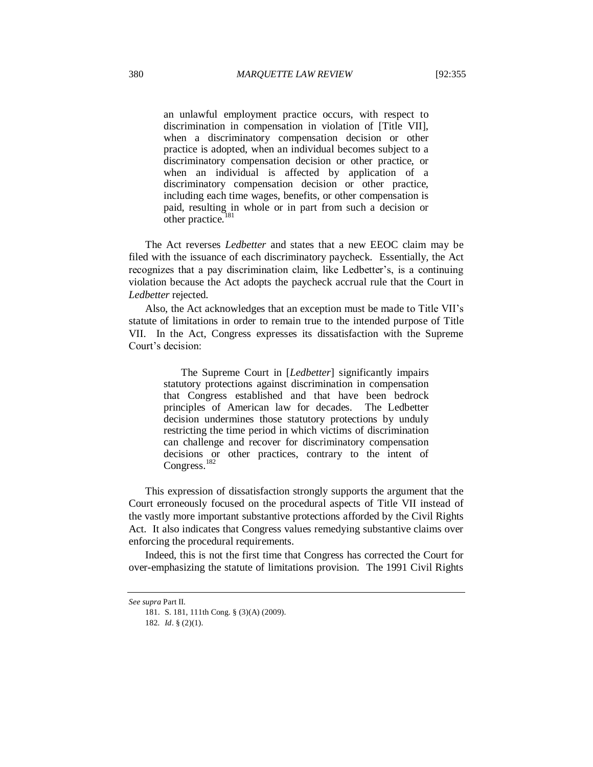> an unlawful employment practice occurs, with respect to discrimination in compensation in violation of [Title VII], when a discriminatory compensation decision or other practice is adopted, when an individual becomes subject to a discriminatory compensation decision or other practice, or when an individual is affected by application of a discriminatory compensation decision or other practice, including each time wages, benefits, or other compensation is paid, resulting in whole or in part from such a decision or other practice.[181]

The Act reverses *Ledbetter* and states that a new EEOC claim may be filed with the issuance of each discriminatory paycheck. Essentially, the Act recognizes that a pay discrimination claim, like Ledbetter's, is a continuing violation because the Act adopts the paycheck accrual rule that the Court in *Ledbetter* rejected.

Also, the Act acknowledges that an exception must be made to Title VII's statute of limitations in order to remain true to the intended purpose of Title VII. In the Act, Congress expresses its dissatisfaction with the Supreme Court's decision:

> The Supreme Court in [*Ledbetter*] significantly impairs statutory protections against discrimination in compensation that Congress established and that have been bedrock principles of American law for decades. The Ledbetter decision undermines those statutory protections by unduly restricting the time period in which victims of discrimination can challenge and recover for discriminatory compensation decisions or other practices, contrary to the intent of Congress.[182]

This expression of dissatisfaction strongly supports the argument that the Court erroneously focused on the procedural aspects of Title VII instead of the vastly more important substantive protections afforded by the Civil Rights Act. It also indicates that Congress values remedying substantive claims over enforcing the procedural requirements.

Indeed, this is not the first time that Congress has corrected the Court for over-emphasizing the statute of limitations provision. The 1991 Civil Rights

---

*See supra* Part II.

181. S. 181, 111th Cong. § (3)(A) (2009).

182. *Id*. § (2)(1).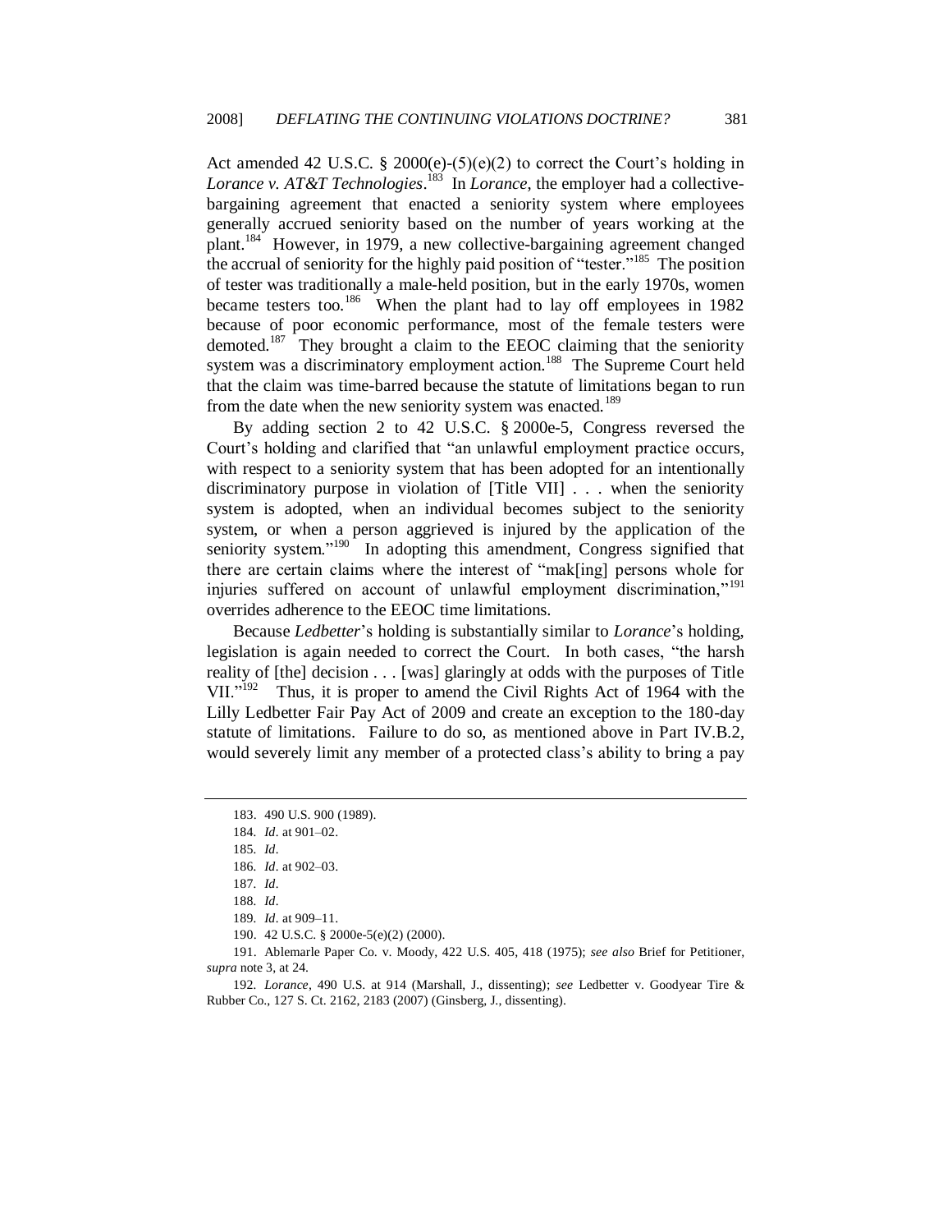Act amended 42 U.S.C. § 2000(e)-(5)(e)(2) to correct the Court's holding in *Lorance v. AT&T Technologies*.[183] In *Lorance*, the employer had a collective-bargaining agreement that enacted a seniority system where employees generally accrued seniority based on the number of years working at the plant.[184] However, in 1979, a new collective-bargaining agreement changed the accrual of seniority for the highly paid position of "tester."[185] The position of tester was traditionally a male-held position, but in the early 1970s, women became testers too.[186] When the plant had to lay off employees in 1982 because of poor economic performance, most of the female testers were demoted.[187] They brought a claim to the EEOC claiming that the seniority system was a discriminatory employment action.[188] The Supreme Court held that the claim was time-barred because the statute of limitations began to run from the date when the new seniority system was enacted.[189]

By adding section 2 to 42 U.S.C. § 2000e-5, Congress reversed the Court's holding and clarified that "an unlawful employment practice occurs, with respect to a seniority system that has been adopted for an intentionally discriminatory purpose in violation of [Title VII] . . . when the seniority system is adopted, when an individual becomes subject to the seniority system, or when a person aggrieved is injured by the application of the seniority system."[190] In adopting this amendment, Congress signified that there are certain claims where the interest of "mak[ing] persons whole for injuries suffered on account of unlawful employment discrimination,"[191] overrides adherence to the EEOC time limitations.

Because *Ledbetter*'s holding is substantially similar to *Lorance*'s holding, legislation is again needed to correct the Court. In both cases, "the harsh reality of [the] decision . . . [was] glaringly at odds with the purposes of Title VII."[192] Thus, it is proper to amend the Civil Rights Act of 1964 with the Lilly Ledbetter Fair Pay Act of 2009 and create an exception to the 180-day statute of limitations. Failure to do so, as mentioned above in Part IV.B.2, would severely limit any member of a protected class's ability to bring a pay

---

183. 490 U.S. 900 (1989).

184. *Id*. at 901–02.

185. *Id*.

186. *Id*. at 902–03.

187. *Id*.

188. *Id*.

189. *Id*. at 909–11.

190. 42 U.S.C. § 2000e-5(e)(2) (2000).

191. Ablemarle Paper Co. v. Moody, 422 U.S. 405, 418 (1975); *see also* Brief for Petitioner, *supra* note 3, at 24.

192. *Lorance*, 490 U.S. at 914 (Marshall, J., dissenting); *see* Ledbetter v. Goodyear Tire & Rubber Co., 127 S. Ct. 2162, 2183 (2007) (Ginsberg, J., dissenting).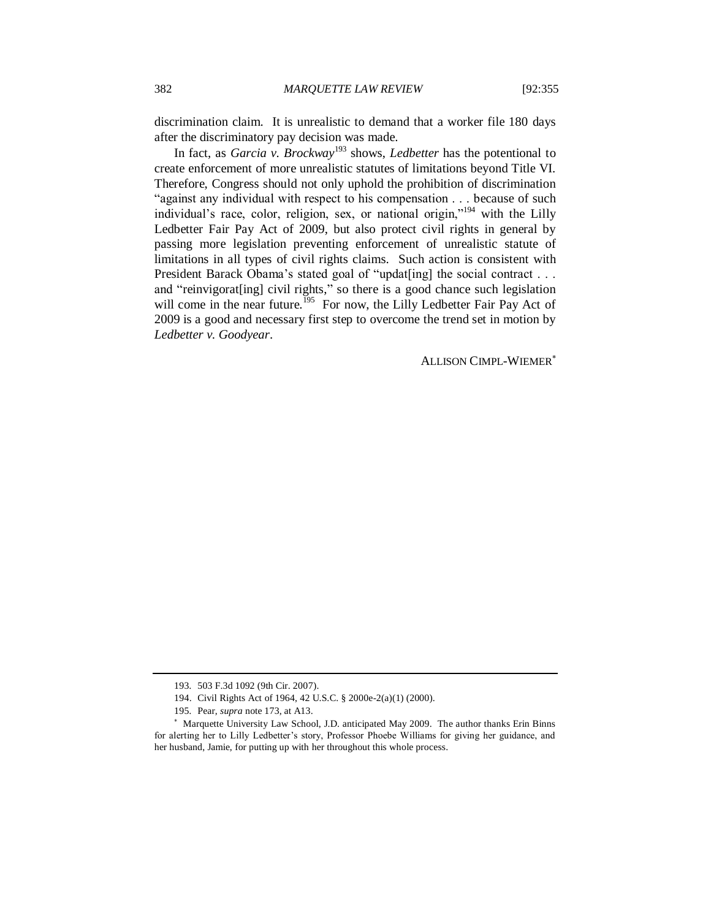discrimination claim. It is unrealistic to demand that a worker file 180 days after the discriminatory pay decision was made.

In fact, as *Garcia v. Brockway*[193] shows, *Ledbetter* has the potentional to create enforcement of more unrealistic statutes of limitations beyond Title VI. Therefore, Congress should not only uphold the prohibition of discrimination "against any individual with respect to his compensation . . . because of such individual's race, color, religion, sex, or national origin,"[194] with the Lilly Ledbetter Fair Pay Act of 2009, but also protect civil rights in general by passing more legislation preventing enforcement of unrealistic statute of limitations in all types of civil rights claims. Such action is consistent with President Barack Obama's stated goal of "updat[ing] the social contract . . . and "reinvigorat[ing] civil rights," so there is a good chance such legislation will come in the near future.[195] For now, the Lilly Ledbetter Fair Pay Act of 2009 is a good and necessary first step to overcome the trend set in motion by *Ledbetter v. Goodyear*.

ALLISON CIMPL-WIEMER[*]

---

193. 503 F.3d 1092 (9th Cir. 2007).

194. Civil Rights Act of 1964, 42 U.S.C. § 2000e-2(a)(1) (2000).

195. Pear, *supra* note 173, at A13.

[*] Marquette University Law School, J.D. anticipated May 2009. The author thanks Erin Binns for alerting her to Lilly Ledbetter's story, Professor Phoebe Williams for giving her guidance, and her husband, Jamie, for putting up with her throughout this whole process.